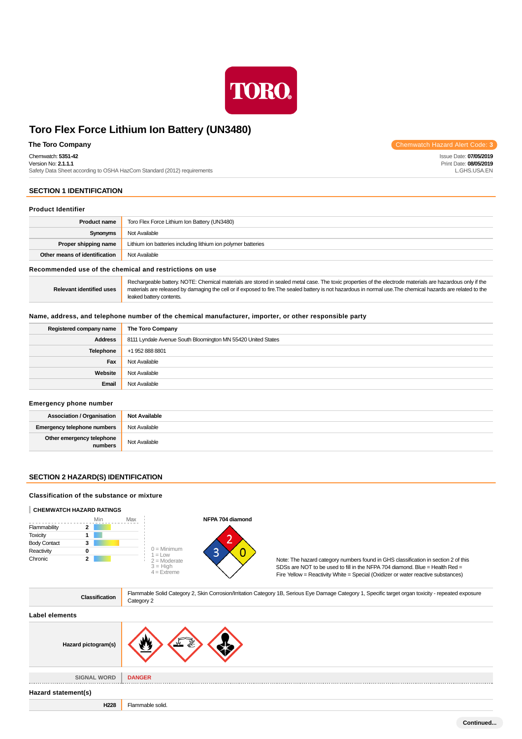# Toro Flex Force Lithium Ion Battery (UN3480)

**The Toro Company**

Chemwatch Hazard Alert Code: 3

Chemwatch: **5351-42**
Version No: **2.1.1.1**
Safety Data Sheet according to OSHA HazCom Standard (2012) requirements

Issue Date: **07/05/2019**
Print Date: **08/05/2019**
L.GHS.USA.EN

## SECTION 1 IDENTIFICATION

### Product Identifier

| | |
|---|---|
| **Product name** | Toro Flex Force Lithium Ion Battery (UN3480) |
| **Synonyms** | Not Available |
| **Proper shipping name** | Lithium ion batteries including lithium ion polymer batteries |
| **Other means of identification** | Not Available |

### Recommended use of the chemical and restrictions on use

| | |
|---|---|
| **Relevant identified uses** | Rechargeable battery. NOTE: Chemical materials are stored in sealed metal case. The toxic properties of the electrode materials are hazardous only if the materials are released by damaging the cell or if exposed to fire.The sealed battery is not hazardous in normal use.The chemical hazards are related to the leaked battery contents. |

### Name, address, and telephone number of the chemical manufacturer, importer, or other responsible party

| | |
|---|---|
| **Registered company name** | **The Toro Company** |
| **Address** | 8111 Lyndale Avenue South Bloomington MN 55420 United States |
| **Telephone** | +1 952 888 8801 |
| **Fax** | Not Available |
| **Website** | Not Available |
| **Email** | Not Available |

### Emergency phone number

| | |
|---|---|
| **Association / Organisation** | **Not Available** |
| **Emergency telephone numbers** | Not Available |
| **Other emergency telephone numbers** | Not Available |

## SECTION 2 HAZARD(S) IDENTIFICATION

### Classification of the substance or mixture

**CHEMWATCH HAZARD RATINGS**

| | Rating |
|---|---|
| Flammability | 2 |
| Toxicity | 1 |
| Body Contact | 3 |
| Reactivity | 0 |
| Chronic | 2 |

0 = Minimum
1 = Low
2 = Moderate
3 = High
4 = Extreme

**NFPA 704 diamond**: Health 3, Fire 2, Reactivity 0

Note: The hazard category numbers found in GHS classification in section 2 of this SDSs are NOT to be used to fill in the NFPA 704 diamond. Blue = Health Red = Fire Yellow = Reactivity White = Special (Oxidizer or water reactive substances)

| | |
|---|---|
| **Classification** | Flammable Solid Category 2, Skin Corrosion/Irritation Category 1B, Serious Eye Damage Category 1, Specific target organ toxicity - repeated exposure Category 2 |

### Label elements

| | |
|---|---|
| **Hazard pictogram(s)** | |
| SIGNAL WORD | **DANGER** |

### Hazard statement(s)

| | |
|---|---|
| **H228** | Flammable solid. |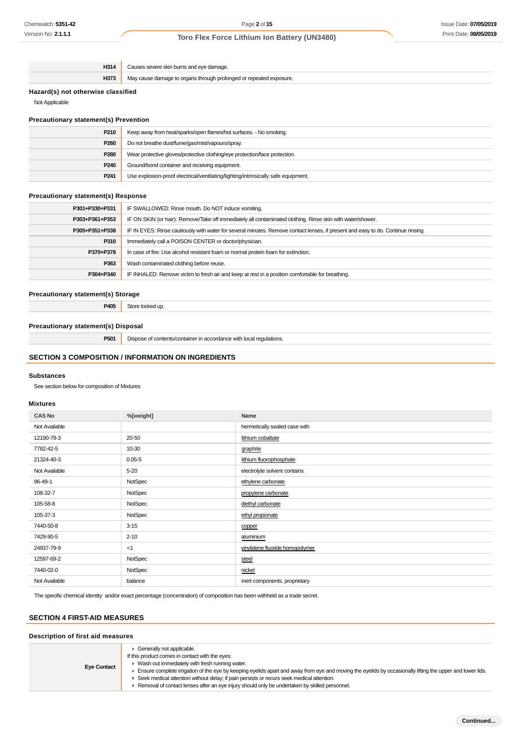| | |
|---|---|
| **H314** | Causes severe skin burns and eye damage. |
| **H373** | May cause damage to organs through prolonged or repeated exposure. |

### Hazard(s) not otherwise classified

Not Applicable

### Precautionary statement(s) Prevention

| | |
|---|---|
| **P210** | Keep away from heat/sparks/open flames/hot surfaces. - No smoking. |
| **P260** | Do not breathe dust/fume/gas/mist/vapours/spray. |
| **P280** | Wear protective gloves/protective clothing/eye protection/face protection. |
| **P240** | Ground/bond container and receiving equipment. |
| **P241** | Use explosion-proof electrical/ventilating/lighting/intrinsically safe equipment. |

### Precautionary statement(s) Response

| | |
|---|---|
| **P301+P330+P331** | IF SWALLOWED: Rinse mouth. Do NOT induce vomiting. |
| **P303+P361+P353** | IF ON SKIN (or hair): Remove/Take off immediately all contaminated clothing. Rinse skin with water/shower. |
| **P305+P351+P338** | IF IN EYES: Rinse cautiously with water for several minutes. Remove contact lenses, if present and easy to do. Continue rinsing. |
| **P310** | Immediately call a POISON CENTER or doctor/physician. |
| **P370+P378** | In case of fire: Use alcohol resistant foam or normal protein foam for extinction. |
| **P363** | Wash contaminated clothing before reuse. |
| **P304+P340** | IF INHALED: Remove victim to fresh air and keep at rest in a position comfortable for breathing. |

### Precautionary statement(s) Storage

| | |
|---|---|
| **P405** | Store locked up. |

### Precautionary statement(s) Disposal

| | |
|---|---|
| **P501** | Dispose of contents/container in accordance with local regulations. |

## SECTION 3 COMPOSITION / INFORMATION ON INGREDIENTS

### Substances

See section below for composition of Mixtures

### Mixtures

| CAS No | %[weight] | Name |
|---|---|---|
| Not Available | | hermetically sealed case with |
| 12190-79-3 | 20-50 | lithium cobaltate |
| 7782-42-5 | 10-30 | graphite |
| 21324-40-3 | 0.05-5 | lithium fluorophosphate |
| Not Available | 5-20 | electrolyte solvent contains |
| 96-49-1 | NotSpec | ethylene carbonate |
| 108-32-7 | NotSpec | propylene carbonate |
| 105-58-8 | NotSpec | diethyl carbonate |
| 105-37-3 | NotSpec | ethyl propionate |
| 7440-50-8 | 3-15 | copper |
| 7429-90-5 | 2-10 | aluminium |
| 24937-79-9 | <1 | vinylidene fluoride homopolymer |
| 12597-69-2 | NotSpec | steel |
| 7440-02-0 | NotSpec | nickel |
| Not Available | balance | inert components, proprietary |

The specific chemical identity and/or exact percentage (concentration) of composition has been withheld as a trade secret.

## SECTION 4 FIRST-AID MEASURES

### Description of first aid measures

| | |
|---|---|
| **Eye Contact** | ▸ Generally not applicable.<br>If this product comes in contact with the eyes:<br>▸ Wash out immediately with fresh running water.<br>▸ Ensure complete irrigation of the eye by keeping eyelids apart and away from eye and moving the eyelids by occasionally lifting the upper and lower lids.<br>▸ Seek medical attention without delay; if pain persists or recurs seek medical attention.<br>▸ Removal of contact lenses after an eye injury should only be undertaken by skilled personnel. |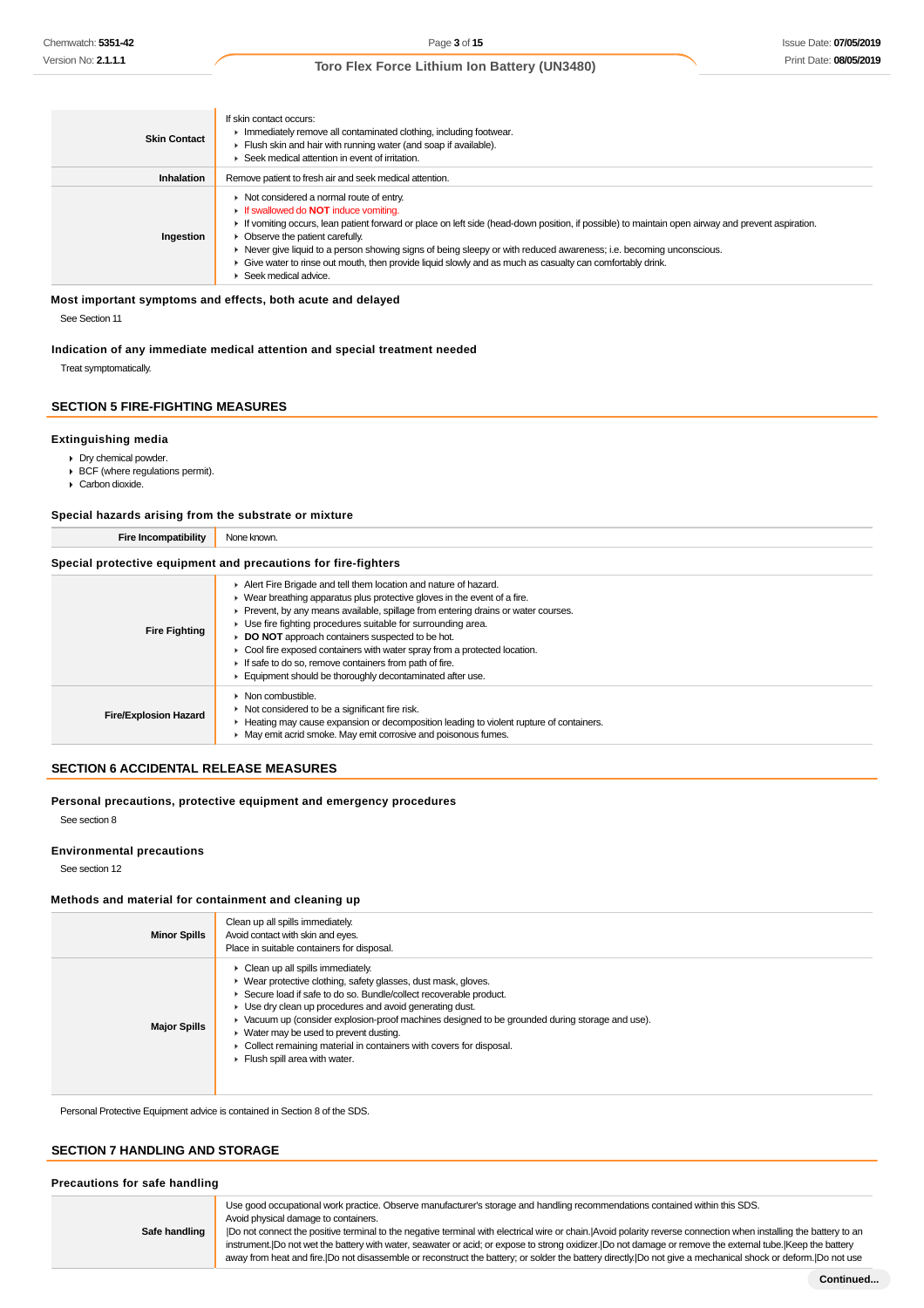| | |
|---|---|
| **Skin Contact** | If skin contact occurs:<br>▸ Immediately remove all contaminated clothing, including footwear.<br>▸ Flush skin and hair with running water (and soap if available).<br>▸ Seek medical attention in event of irritation. |
| **Inhalation** | Remove patient to fresh air and seek medical attention. |
| **Ingestion** | ▸ Not considered a normal route of entry.<br>▸ If swallowed do **NOT** induce vomiting.<br>▸ If vomiting occurs, lean patient forward or place on left side (head-down position, if possible) to maintain open airway and prevent aspiration.<br>▸ Observe the patient carefully.<br>▸ Never give liquid to a person showing signs of being sleepy or with reduced awareness; i.e. becoming unconscious.<br>▸ Give water to rinse out mouth, then provide liquid slowly and as much as casualty can comfortably drink.<br>▸ Seek medical advice. |

### Most important symptoms and effects, both acute and delayed

See Section 11

### Indication of any immediate medical attention and special treatment needed

Treat symptomatically.

## SECTION 5 FIRE-FIGHTING MEASURES

### Extinguishing media

- Dry chemical powder.
- BCF (where regulations permit).
- Carbon dioxide.

### Special hazards arising from the substrate or mixture

| | |
|---|---|
| **Fire Incompatibility** | None known. |

### Special protective equipment and precautions for fire-fighters

| | |
|---|---|
| **Fire Fighting** | ▸ Alert Fire Brigade and tell them location and nature of hazard.<br>▸ Wear breathing apparatus plus protective gloves in the event of a fire.<br>▸ Prevent, by any means available, spillage from entering drains or water courses.<br>▸ Use fire fighting procedures suitable for surrounding area.<br>▸ **DO NOT** approach containers suspected to be hot.<br>▸ Cool fire exposed containers with water spray from a protected location.<br>▸ If safe to do so, remove containers from path of fire.<br>▸ Equipment should be thoroughly decontaminated after use. |
| **Fire/Explosion Hazard** | ▸ Non combustible.<br>▸ Not considered to be a significant fire risk.<br>▸ Heating may cause expansion or decomposition leading to violent rupture of containers.<br>▸ May emit acrid smoke. May emit corrosive and poisonous fumes. |

## SECTION 6 ACCIDENTAL RELEASE MEASURES

### Personal precautions, protective equipment and emergency procedures

See section 8

### Environmental precautions

See section 12

### Methods and material for containment and cleaning up

| | |
|---|---|
| **Minor Spills** | Clean up all spills immediately.<br>Avoid contact with skin and eyes.<br>Place in suitable containers for disposal. |
| **Major Spills** | ▸ Clean up all spills immediately.<br>▸ Wear protective clothing, safety glasses, dust mask, gloves.<br>▸ Secure load if safe to do so. Bundle/collect recoverable product.<br>▸ Use dry clean up procedures and avoid generating dust.<br>▸ Vacuum up (consider explosion-proof machines designed to be grounded during storage and use).<br>▸ Water may be used to prevent dusting.<br>▸ Collect remaining material in containers with covers for disposal.<br>▸ Flush spill area with water. |

Personal Protective Equipment advice is contained in Section 8 of the SDS.

## SECTION 7 HANDLING AND STORAGE

### Precautions for safe handling

| | |
|---|---|
| **Safe handling** | Use good occupational work practice. Observe manufacturer's storage and handling recommendations contained within this SDS.<br>Avoid physical damage to containers.<br>\|Do not connect the positive terminal to the negative terminal with electrical wire or chain.\|Avoid polarity reverse connection when installing the battery to an instrument.\|Do not wet the battery with water, seawater or acid; or expose to strong oxidizer.\|Do not damage or remove the external tube.\|Keep the battery away from heat and fire.\|Do not disassemble or reconstruct the battery; or solder the battery directly.\|Do not give a mechanical shock or deform.\|Do not use |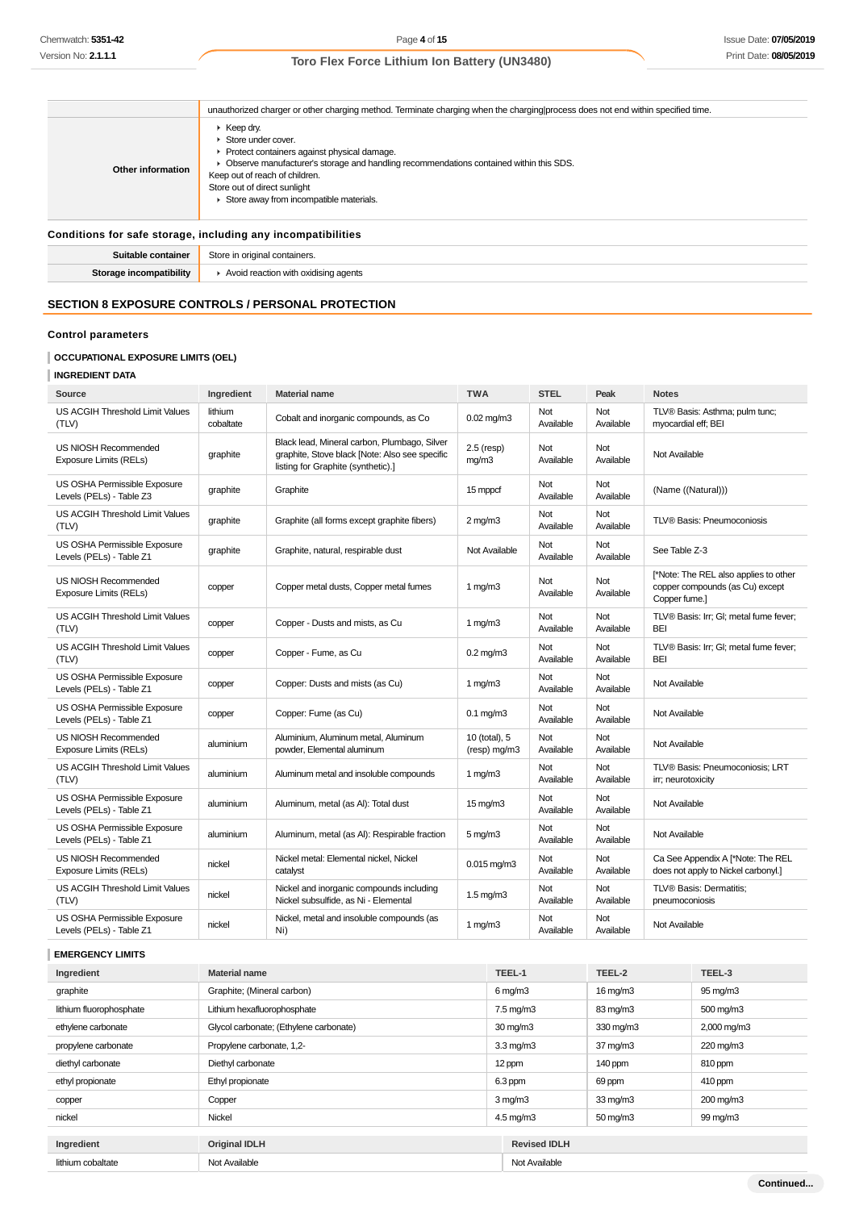| | |
|---|---|
| | unauthorized charger or other charging method. Terminate charging when the charging\|process does not end within specified time. |
| **Other information** | ▸ Keep dry.<br>▸ Store under cover.<br>▸ Protect containers against physical damage.<br>▸ Observe manufacturer's storage and handling recommendations contained within this SDS.<br>Keep out of reach of children.<br>Store out of direct sunlight<br>▸ Store away from incompatible materials. |

### Conditions for safe storage, including any incompatibilities

| | |
|---|---|
| **Suitable container** | Store in original containers. |
| **Storage incompatibility** | ▸ Avoid reaction with oxidising agents |

## SECTION 8 EXPOSURE CONTROLS / PERSONAL PROTECTION

### Control parameters

**OCCUPATIONAL EXPOSURE LIMITS (OEL)**

**INGREDIENT DATA**

| Source | Ingredient | Material name | TWA | STEL | Peak | Notes |
|---|---|---|---|---|---|---|
| US ACGIH Threshold Limit Values (TLV) | lithium cobaltate | Cobalt and inorganic compounds, as Co | 0.02 mg/m3 | Not Available | Not Available | TLV® Basis: Asthma; pulm func; myocardial eff; BEI |
| US NIOSH Recommended Exposure Limits (RELs) | graphite | Black lead, Mineral carbon, Plumbago, Silver graphite, Stove black [Note: Also see specific listing for Graphite (synthetic).] | 2.5 (resp) mg/m3 | Not Available | Not Available | Not Available |
| US OSHA Permissible Exposure Levels (PELs) - Table Z3 | graphite | Graphite | 15 mppcf | Not Available | Not Available | (Name ((Natural))) |
| US ACGIH Threshold Limit Values (TLV) | graphite | Graphite (all forms except graphite fibers) | 2 mg/m3 | Not Available | Not Available | TLV® Basis: Pneumoconiosis |
| US OSHA Permissible Exposure Levels (PELs) - Table Z1 | graphite | Graphite, natural, respirable dust | Not Available | Not Available | Not Available | See Table Z-3 |
| US NIOSH Recommended Exposure Limits (RELs) | copper | Copper metal dusts, Copper metal fumes | 1 mg/m3 | Not Available | Not Available | [*Note: The REL also applies to other copper compounds (as Cu) except Copper fume.] |
| US ACGIH Threshold Limit Values (TLV) | copper | Copper - Dusts and mists, as Cu | 1 mg/m3 | Not Available | Not Available | TLV® Basis: Irr; GI; metal fume fever; BEI |
| US ACGIH Threshold Limit Values (TLV) | copper | Copper - Fume, as Cu | 0.2 mg/m3 | Not Available | Not Available | TLV® Basis: Irr; GI; metal fume fever; BEI |
| US OSHA Permissible Exposure Levels (PELs) - Table Z1 | copper | Copper: Dusts and mists (as Cu) | 1 mg/m3 | Not Available | Not Available | Not Available |
| US OSHA Permissible Exposure Levels (PELs) - Table Z1 | copper | Copper: Fume (as Cu) | 0.1 mg/m3 | Not Available | Not Available | Not Available |
| US NIOSH Recommended Exposure Limits (RELs) | aluminium | Aluminium, Aluminum metal, Aluminum powder, Elemental aluminum | 10 (total), 5 (resp) mg/m3 | Not Available | Not Available | Not Available |
| US ACGIH Threshold Limit Values (TLV) | aluminium | Aluminum metal and insoluble compounds | 1 mg/m3 | Not Available | Not Available | TLV® Basis: Pneumoconiosis; LRT irr; neurotoxicity |
| US OSHA Permissible Exposure Levels (PELs) - Table Z1 | aluminium | Aluminum, metal (as Al): Total dust | 15 mg/m3 | Not Available | Not Available | Not Available |
| US OSHA Permissible Exposure Levels (PELs) - Table Z1 | aluminium | Aluminum, metal (as Al): Respirable fraction | 5 mg/m3 | Not Available | Not Available | Not Available |
| US NIOSH Recommended Exposure Limits (RELs) | nickel | Nickel metal: Elemental nickel, Nickel catalyst | 0.015 mg/m3 | Not Available | Not Available | Ca See Appendix A [*Note: The REL does not apply to Nickel carbonyl.] |
| US ACGIH Threshold Limit Values (TLV) | nickel | Nickel and inorganic compounds including Nickel subsulfide, as Ni - Elemental | 1.5 mg/m3 | Not Available | Not Available | TLV® Basis: Dermatitis; pneumoconiosis |
| US OSHA Permissible Exposure Levels (PELs) - Table Z1 | nickel | Nickel, metal and insoluble compounds (as Ni) | 1 mg/m3 | Not Available | Not Available | Not Available |

**EMERGENCY LIMITS**

| Ingredient | Material name | TEEL-1 | TEEL-2 | TEEL-3 |
|---|---|---|---|---|
| graphite | Graphite; (Mineral carbon) | 6 mg/m3 | 16 mg/m3 | 95 mg/m3 |
| lithium fluorophosphate | Lithium hexafluorophosphate | 7.5 mg/m3 | 83 mg/m3 | 500 mg/m3 |
| ethylene carbonate | Glycol carbonate; (Ethylene carbonate) | 30 mg/m3 | 330 mg/m3 | 2,000 mg/m3 |
| propylene carbonate | Propylene carbonate, 1,2- | 3.3 mg/m3 | 37 mg/m3 | 220 mg/m3 |
| diethyl carbonate | Diethyl carbonate | 12 ppm | 140 ppm | 810 ppm |
| ethyl propionate | Ethyl propionate | 6.3 ppm | 69 ppm | 410 ppm |
| copper | Copper | 3 mg/m3 | 33 mg/m3 | 200 mg/m3 |
| nickel | Nickel | 4.5 mg/m3 | 50 mg/m3 | 99 mg/m3 |

| Ingredient | Original IDLH | Revised IDLH |
|---|---|---|
| lithium cobaltate | Not Available | Not Available |

Continued...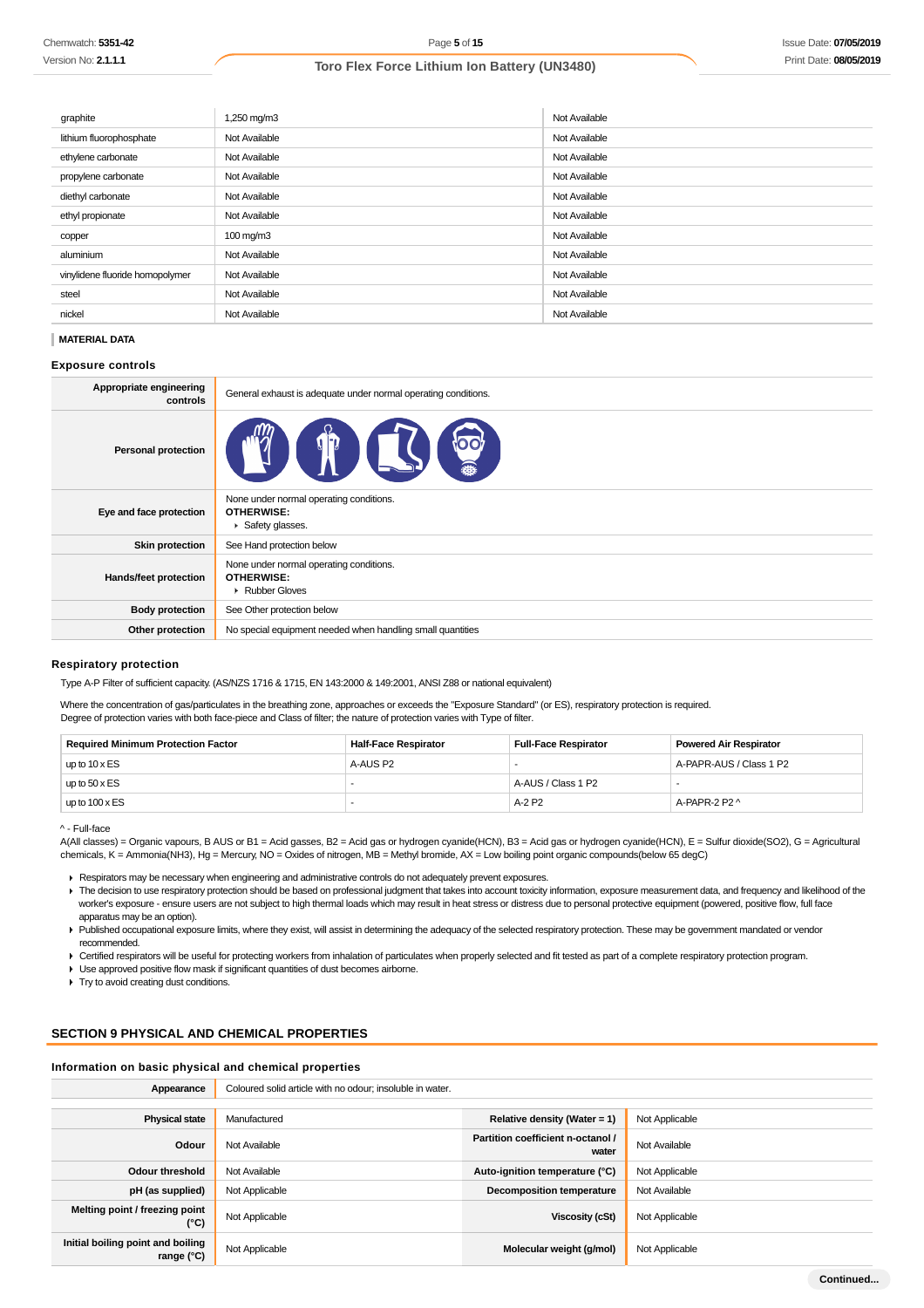| | | |
|---|---|---|
| graphite | 1,250 mg/m3 | Not Available |
| lithium fluorophosphate | Not Available | Not Available |
| ethylene carbonate | Not Available | Not Available |
| propylene carbonate | Not Available | Not Available |
| diethyl carbonate | Not Available | Not Available |
| ethyl propionate | Not Available | Not Available |
| copper | 100 mg/m3 | Not Available |
| aluminium | Not Available | Not Available |
| vinylidene fluoride homopolymer | Not Available | Not Available |
| steel | Not Available | Not Available |
| nickel | Not Available | Not Available |

**MATERIAL DATA**

### Exposure controls

| | |
|---|---|
| **Appropriate engineering controls** | General exhaust is adequate under normal operating conditions. |
| **Personal protection** | |
| **Eye and face protection** | None under normal operating conditions. **OTHERWISE:** ‣ Safety glasses. |
| **Skin protection** | See Hand protection below |
| **Hands/feet protection** | None under normal operating conditions. **OTHERWISE:** ‣ Rubber Gloves |
| **Body protection** | See Other protection below |
| **Other protection** | No special equipment needed when handling small quantities |

### Respiratory protection

Type A-P Filter of sufficient capacity. (AS/NZS 1716 & 1715, EN 143:2000 & 149:2001, ANSI Z88 or national equivalent)

Where the concentration of gas/particulates in the breathing zone, approaches or exceeds the "Exposure Standard" (or ES), respiratory protection is required.
Degree of protection varies with both face-piece and Class of filter; the nature of protection varies with Type of filter.

| Required Minimum Protection Factor | Half-Face Respirator | Full-Face Respirator | Powered Air Respirator |
|---|---|---|---|
| up to 10 x ES | A-AUS P2 | - | A-PAPR-AUS / Class 1 P2 |
| up to 50 x ES | - | A-AUS / Class 1 P2 | - |
| up to 100 x ES | - | A-2 P2 | A-PAPR-2 P2 ^ |

^ - Full-face
A(All classes) = Organic vapours, B AUS or B1 = Acid gasses, B2 = Acid gas or hydrogen cyanide(HCN), B3 = Acid gas or hydrogen cyanide(HCN), E = Sulfur dioxide(SO2), G = Agricultural chemicals, K = Ammonia(NH3), Hg = Mercury, NO = Oxides of nitrogen, MB = Methyl bromide, AX = Low boiling point organic compounds(below 65 degC)

- Respirators may be necessary when engineering and administrative controls do not adequately prevent exposures.
- The decision to use respiratory protection should be based on professional judgment that takes into account toxicity information, exposure measurement data, and frequency and likelihood of the worker's exposure - ensure users are not subject to high thermal loads which may result in heat stress or distress due to personal protective equipment (powered, positive flow, full face apparatus may be an option).
- Published occupational exposure limits, where they exist, will assist in determining the adequacy of the selected respiratory protection. These may be government mandated or vendor recommended.
- Certified respirators will be useful for protecting workers from inhalation of particulates when properly selected and fit tested as part of a complete respiratory protection program.
- Use approved positive flow mask if significant quantities of dust becomes airborne.
- Try to avoid creating dust conditions.

## SECTION 9 PHYSICAL AND CHEMICAL PROPERTIES

### Information on basic physical and chemical properties

| | | | |
|---|---|---|---|
| **Appearance** | Coloured solid article with no odour; insoluble in water. | | |
| **Physical state** | Manufactured | **Relative density (Water = 1)** | Not Applicable |
| **Odour** | Not Available | **Partition coefficient n-octanol / water** | Not Available |
| **Odour threshold** | Not Available | **Auto-ignition temperature (°C)** | Not Applicable |
| **pH (as supplied)** | Not Applicable | **Decomposition temperature** | Not Available |
| **Melting point / freezing point (°C)** | Not Applicable | **Viscosity (cSt)** | Not Applicable |
| **Initial boiling point and boiling range (°C)** | Not Applicable | **Molecular weight (g/mol)** | Not Applicable |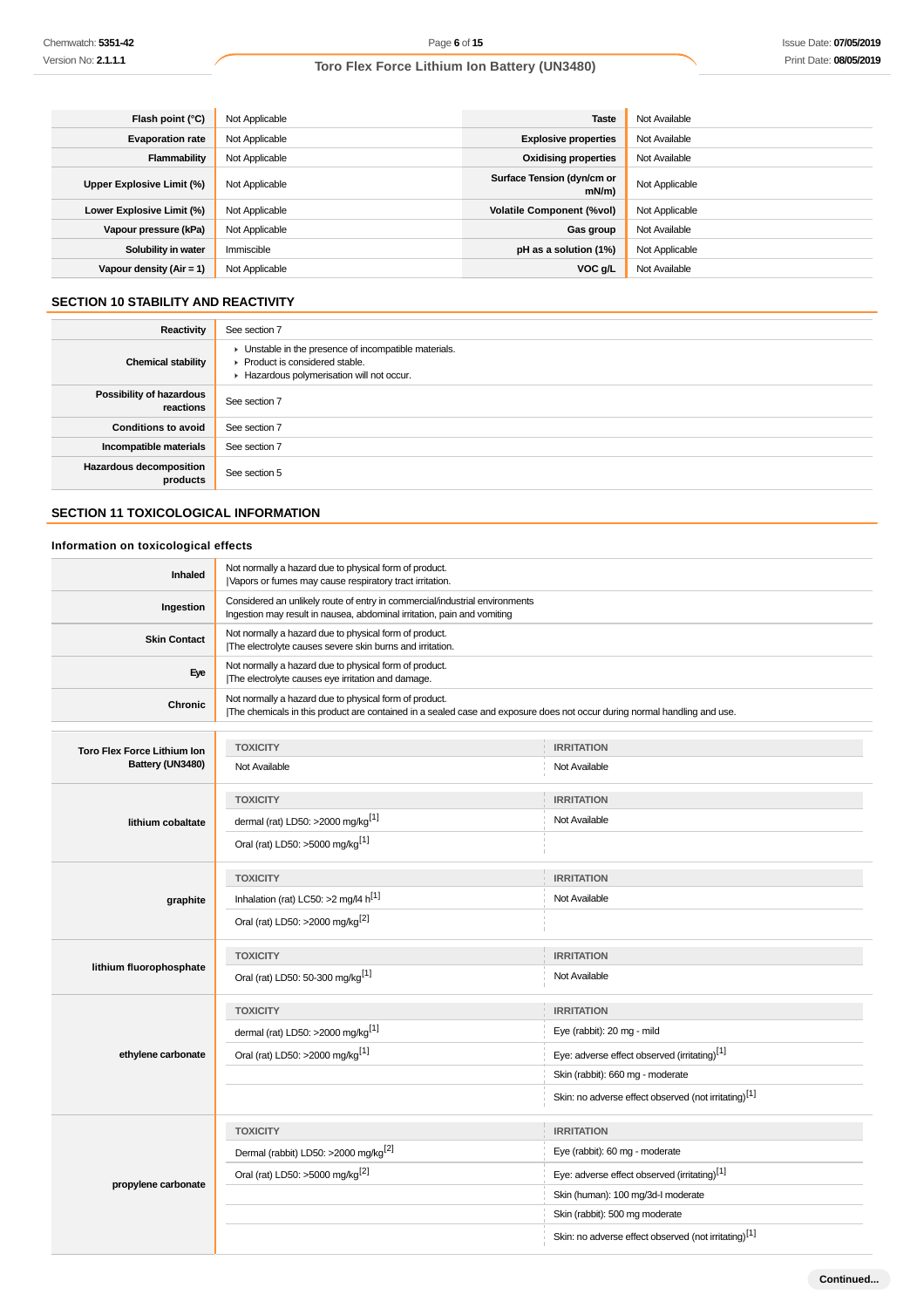| | | | |
|---|---|---|---|
| **Flash point (°C)** | Not Applicable | **Taste** | Not Available |
| **Evaporation rate** | Not Applicable | **Explosive properties** | Not Available |
| **Flammability** | Not Applicable | **Oxidising properties** | Not Available |
| **Upper Explosive Limit (%)** | Not Applicable | **Surface Tension (dyn/cm or mN/m)** | Not Applicable |
| **Lower Explosive Limit (%)** | Not Applicable | **Volatile Component (%vol)** | Not Applicable |
| **Vapour pressure (kPa)** | Not Applicable | **Gas group** | Not Available |
| **Solubility in water** | Immiscible | **pH as a solution (1%)** | Not Applicable |
| **Vapour density (Air = 1)** | Not Applicable | **VOC g/L** | Not Available |

## SECTION 10 STABILITY AND REACTIVITY

| | |
|---|---|
| **Reactivity** | See section 7 |
| **Chemical stability** | ▸ Unstable in the presence of incompatible materials.<br>▸ Product is considered stable.<br>▸ Hazardous polymerisation will not occur. |
| **Possibility of hazardous reactions** | See section 7 |
| **Conditions to avoid** | See section 7 |
| **Incompatible materials** | See section 7 |
| **Hazardous decomposition products** | See section 5 |

## SECTION 11 TOXICOLOGICAL INFORMATION

### Information on toxicological effects

| | |
|---|---|
| **Inhaled** | Not normally a hazard due to physical form of product.<br>\|Vapors or fumes may cause respiratory tract irritation. |
| **Ingestion** | Considered an unlikely route of entry in commercial/industrial environments<br>Ingestion may result in nausea, abdominal irritation, pain and vomiting |
| **Skin Contact** | Not normally a hazard due to physical form of product.<br>\|The electrolyte causes severe skin burns and irritation. |
| **Eye** | Not normally a hazard due to physical form of product.<br>\|The electrolyte causes eye irritation and damage. |
| **Chronic** | Not normally a hazard due to physical form of product.<br>\|The chemicals in this product are contained in a sealed case and exposure does not occur during normal handling and use. |

| | TOXICITY | IRRITATION |
|---|---|---|
| **Toro Flex Force Lithium Ion Battery (UN3480)** | Not Available | Not Available |
| **lithium cobaltate** | dermal (rat) LD50: >2000 mg/kg[1] | Not Available |
| | Oral (rat) LD50: >5000 mg/kg[1] | |
| **graphite** | Inhalation (rat) LC50: >2 mg/l4 h[1] | Not Available |
| | Oral (rat) LD50: >2000 mg/kg[2] | |
| **lithium fluorophosphate** | Oral (rat) LD50: 50-300 mg/kg[1] | Not Available |
| **ethylene carbonate** | dermal (rat) LD50: >2000 mg/kg[1] | Eye (rabbit): 20 mg - mild |
| | Oral (rat) LD50: >2000 mg/kg[1] | Eye: adverse effect observed (irritating)[1] |
| | | Skin (rabbit): 660 mg - moderate |
| | | Skin: no adverse effect observed (not irritating)[1] |
| **propylene carbonate** | Dermal (rabbit) LD50: >2000 mg/kg[2] | Eye (rabbit): 60 mg - moderate |
| | Oral (rat) LD50: >5000 mg/kg[2] | Eye: adverse effect observed (irritating)[1] |
| | | Skin (human): 100 mg/3d-I moderate |
| | | Skin (rabbit): 500 mg moderate |
| | | Skin: no adverse effect observed (not irritating)[1] |

Continued...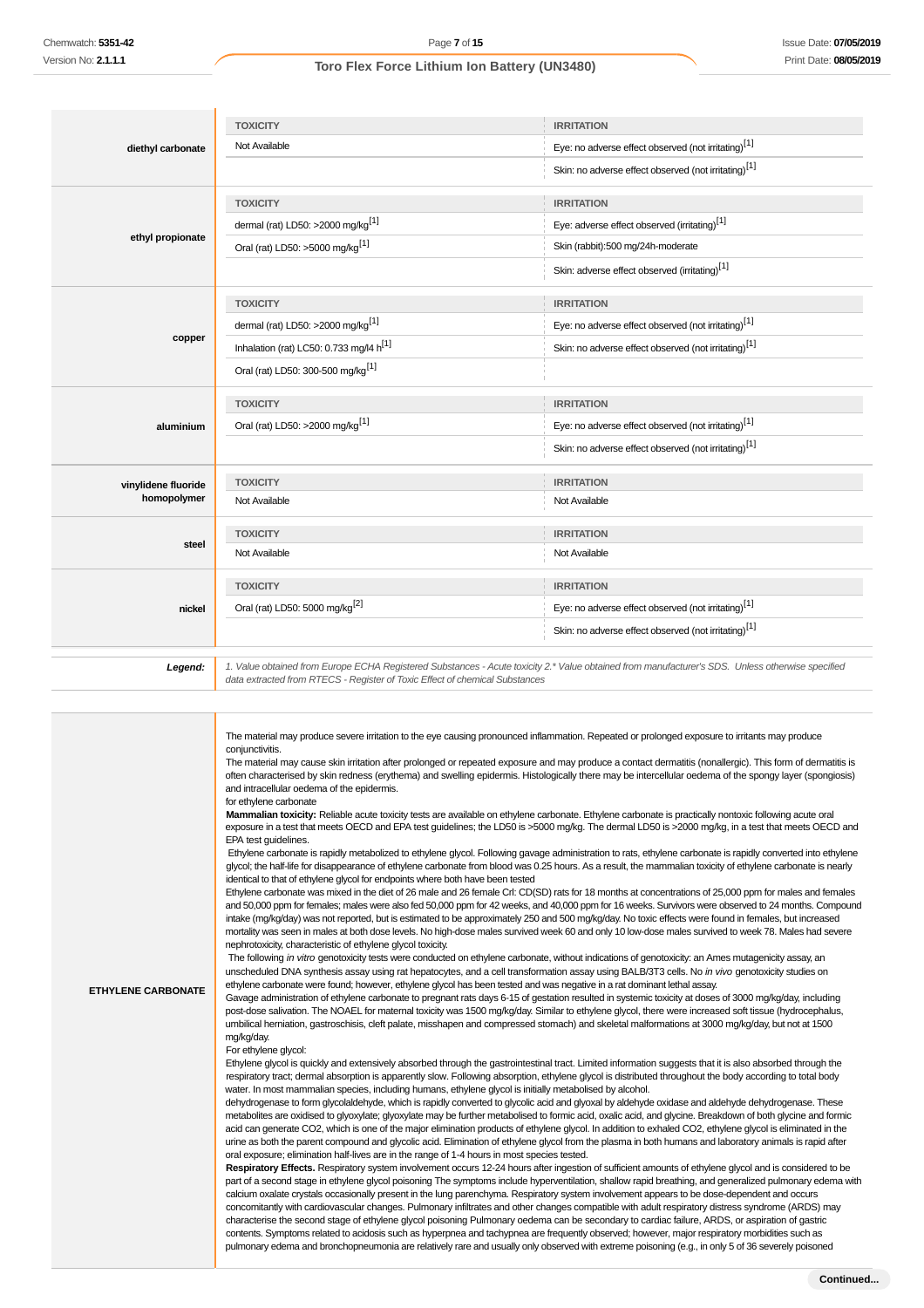| | TOXICITY | IRRITATION |
|---|---|---|
| **diethyl carbonate** | Not Available | Eye: no adverse effect observed (not irritating)[1] |
| | | Skin: no adverse effect observed (not irritating)[1] |
| **ethyl propionate** | TOXICITY | IRRITATION |
| | dermal (rat) LD50: >2000 mg/kg[1] | Eye: adverse effect observed (irritating)[1] |
| | Oral (rat) LD50: >5000 mg/kg[1] | Skin (rabbit):500 mg/24h-moderate |
| | | Skin: adverse effect observed (irritating)[1] |
| **copper** | TOXICITY | IRRITATION |
| | dermal (rat) LD50: >2000 mg/kg[1] | Eye: no adverse effect observed (not irritating)[1] |
| | Inhalation (rat) LC50: 0.733 mg/l4 h[1] | Skin: no adverse effect observed (not irritating)[1] |
| | Oral (rat) LD50: 300-500 mg/kg[1] | |
| **aluminium** | TOXICITY | IRRITATION |
| | Oral (rat) LD50: >2000 mg/kg[1] | Eye: no adverse effect observed (not irritating)[1] |
| | | Skin: no adverse effect observed (not irritating)[1] |
| **vinylidene fluoride homopolymer** | TOXICITY | IRRITATION |
| | Not Available | Not Available |
| **steel** | TOXICITY | IRRITATION |
| | Not Available | Not Available |
| **nickel** | TOXICITY | IRRITATION |
| | Oral (rat) LD50: 5000 mg/kg[2] | Eye: no adverse effect observed (not irritating)[1] |
| | | Skin: no adverse effect observed (not irritating)[1] |

***Legend:*** *1. Value obtained from Europe ECHA Registered Substances - Acute toxicity 2.\* Value obtained from manufacturer's SDS. Unless otherwise specified data extracted from RTECS - Register of Toxic Effect of chemical Substances*

**ETHYLENE CARBONATE**

The material may produce severe irritation to the eye causing pronounced inflammation. Repeated or prolonged exposure to irritants may produce conjunctivitis.
The material may cause skin irritation after prolonged or repeated exposure and may produce a contact dermatitis (nonallergic). This form of dermatitis is often characterised by skin redness (erythema) and swelling epidermis. Histologically there may be intercellular oedema of the spongy layer (spongiosis) and intracellular oedema of the epidermis.
for ethylene carbonate
**Mammalian toxicity:** Reliable acute toxicity tests are available on ethylene carbonate. Ethylene carbonate is practically nontoxic following acute oral exposure in a test that meets OECD and EPA test guidelines; the LD50 is >5000 mg/kg. The dermal LD50 is >2000 mg/kg, in a test that meets OECD and EPA test guidelines.
Ethylene carbonate is rapidly metabolized to ethylene glycol. Following gavage administration to rats, ethylene carbonate is rapidly converted into ethylene glycol; the half-life for disappearance of ethylene carbonate from blood was 0.25 hours. As a result, the mammalian toxicity of ethylene carbonate is nearly identical to that of ethylene glycol for endpoints where both have been tested
Ethylene carbonate was mixed in the diet of 26 male and 26 female Crl: CD(SD) rats for 18 months at concentrations of 25,000 ppm for males and females and 50,000 ppm for females; males were also fed 50,000 ppm for 42 weeks, and 40,000 ppm for 16 weeks. Survivors were observed to 24 months. Compound intake (mg/kg/day) was not reported, but is estimated to be approximately 250 and 500 mg/kg/day. No toxic effects were found in females, but increased mortality was seen in males at both dose levels. No high-dose males survived week 60 and only 10 low-dose males survived to week 78. Males had severe nephrotoxicity, characteristic of ethylene glycol toxicity.
The following *in vitro* genotoxicity tests were conducted on ethylene carbonate, without indications of genotoxicity: an Ames mutagenicity assay, an unscheduled DNA synthesis assay using rat hepatocytes, and a cell transformation assay using BALB/3T3 cells. No *in vivo* genotoxicity studies on ethylene carbonate were found; however, ethylene glycol has been tested and was negative in a rat dominant lethal assay.
Gavage administration of ethylene carbonate to pregnant rats days 6-15 of gestation resulted in systemic toxicity at doses of 3000 mg/kg/day, including post-dose salivation. The NOAEL for maternal toxicity was 1500 mg/kg/day. Similar to ethylene glycol, there were increased soft tissue (hydrocephalus, umbilical herniation, gastroschisis, cleft palate, misshapen and compressed stomach) and skeletal malformations at 3000 mg/kg/day, but not at 1500 mg/kg/day.
For ethylene glycol:
Ethylene glycol is quickly and extensively absorbed through the gastrointestinal tract. Limited information suggests that it is also absorbed through the respiratory tract; dermal absorption is apparently slow. Following absorption, ethylene glycol is distributed throughout the body according to total body water. In most mammalian species, including humans, ethylene glycol is initially metabolised by alcohol.
dehydrogenase to form glycolaldehyde, which is rapidly converted to glycolic acid and glyoxal by aldehyde oxidase and aldehyde dehydrogenase. These metabolites are oxidised to glyoxylate; glyoxylate may be further metabolised to formic acid, oxalic acid, and glycine. Breakdown of both glycine and formic acid can generate $CO_2$, which is one of the major elimination products of ethylene glycol. In addition to exhaled $CO_2$, ethylene glycol is eliminated in the urine as both the parent compound and glycolic acid. Elimination of ethylene glycol from the plasma in both humans and laboratory animals is rapid after oral exposure; elimination half-lives are in the range of 1-4 hours in most species tested.
**Respiratory Effects.** Respiratory system involvement occurs 12-24 hours after ingestion of sufficient amounts of ethylene glycol and is considered to be part of a second stage in ethylene glycol poisoning The symptoms include hyperventilation, shallow rapid breathing, and generalized pulmonary edema with calcium oxalate crystals occasionally present in the lung parenchyma. Respiratory system involvement appears to be dose-dependent and occurs concomitantly with cardiovascular changes. Pulmonary infiltrates and other changes compatible with adult respiratory distress syndrome (ARDS) may characterise the second stage of ethylene glycol poisoning Pulmonary oedema can be secondary to cardiac failure, ARDS, or aspiration of gastric contents. Symptoms related to acidosis such as hyperpnea and tachypnea are frequently observed; however, major respiratory morbidities such as pulmonary edema and bronchopneumonia are relatively rare and usually only observed with extreme poisoning (e.g., in only 5 of 36 severely poisoned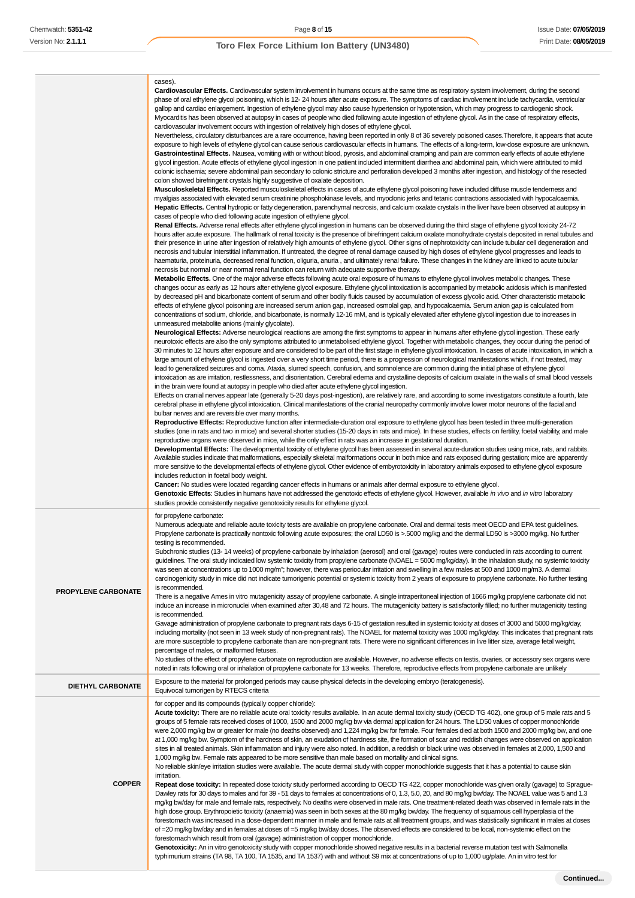| | |
|---|---|
| | cases).<br>**Cardiovascular Effects.** Cardiovascular system involvement in humans occurs at the same time as respiratory system involvement, during the second phase of oral ethylene glycol poisoning, which is 12- 24 hours after acute exposure. The symptoms of cardiac involvement include tachycardia, ventricular gallop and cardiac enlargement. Ingestion of ethylene glycol may also cause hypertension or hypotension, which may progress to cardiogenic shock. Myocarditis has been observed at autopsy in cases of people who died following acute ingestion of ethylene glycol. As in the case of respiratory effects, cardiovascular involvement occurs with ingestion of relatively high doses of ethylene glycol.<br>Nevertheless, circulatory disturbances are a rare occurrence, having been reported in only 8 of 36 severely poisoned cases.Therefore, it appears that acute exposure to high levels of ethylene glycol can cause serious cardiovascular effects in humans. The effects of a long-term, low-dose exposure are unknown.<br>**Gastrointestinal Effects.** Nausea, vomiting with or without blood, pyrosis, and abdominal cramping and pain are common early effects of acute ethylene glycol ingestion. Acute effects of ethylene glycol ingestion in one patient included intermittent diarrhea and abdominal pain, which were attributed to mild colonic ischaemia; severe abdominal pain secondary to colonic stricture and perforation developed 3 months after ingestion, and histology of the resected colon showed birefringent crystals highly suggestive of oxalate deposition.<br>**Musculoskeletal Effects.** Reported musculoskeletal effects in cases of acute ethylene glycol poisoning have included diffuse muscle tenderness and myalgias associated with elevated serum creatinine phosphokinase levels, and myoclonic jerks and tetanic contractions associated with hypocalcaemia.<br>**Hepatic Effects.** Central hydropic or fatty degeneration, parenchymal necrosis, and calcium oxalate crystals in the liver have been observed at autopsy in cases of people who died following acute ingestion of ethylene glycol.<br>**Renal Effects.** Adverse renal effects after ethylene glycol ingestion in humans can be observed during the third stage of ethylene glycol toxicity 24-72 hours after acute exposure. The hallmark of renal toxicity is the presence of birefringent calcium oxalate monohydrate crystals deposited in renal tubules and their presence in urine after ingestion of relatively high amounts of ethylene glycol. Other signs of nephrotoxicity can include tubular cell degeneration and necrosis and tubular interstitial inflammation. If untreated, the degree of renal damage caused by high doses of ethylene glycol progresses and leads to haematuria, proteinuria, decreased renal function, oliguria, anuria , and ultimately renal failure. These changes in the kidney are linked to acute tubular necrosis but normal or near normal renal function can return with adequate supportive therapy.<br>**Metabolic Effects.** One of the major adverse effects following acute oral exposure of humans to ethylene glycol involves metabolic changes. These changes occur as early as 12 hours after ethylene glycol exposure. Ethylene glycol intoxication is accompanied by metabolic acidosis which is manifested by decreased pH and bicarbonate content of serum and other bodily fluids caused by accumulation of excess glycolic acid. Other characteristic metabolic effects of ethylene glycol poisoning are increased serum anion gap, increased osmolal gap, and hypocalcaemia. Serum anion gap is calculated from concentrations of sodium, chloride, and bicarbonate, is normally 12-16 mM, and is typically elevated after ethylene glycol ingestion due to increases in unmeasured metabolite anions (mainly glycolate).<br>**Neurological Effects:** Adverse neurological reactions are among the first symptoms to appear in humans after ethylene glycol ingestion. These early neurotoxic effects are also the only symptoms attributed to unmetabolised ethylene glycol. Together with metabolic changes, they occur during the period of 30 minutes to 12 hours after exposure and are considered to be part of the first stage in ethylene glycol intoxication. In cases of acute intoxication, in which a large amount of ethylene glycol is ingested over a very short time period, there is a progression of neurological manifestations which, if not treated, may lead to generalized seizures and coma. Ataxia, slurred speech, confusion, and somnolence are common during the initial phase of ethylene glycol intoxication as are irritation, restlessness, and disorientation. Cerebral edema and crystalline deposits of calcium oxalate in the walls of small blood vessels in the brain were found at autopsy in people who died after acute ethylene glycol ingestion.<br>Effects on cranial nerves appear late (generally 5-20 days post-ingestion), are relatively rare, and according to some investigators constitute a fourth, late cerebral phase in ethylene glycol intoxication. Clinical manifestations of the cranial neuropathy commonly involve lower motor neurons of the facial and bulbar nerves and are reversible over many months.<br>**Reproductive Effects:** Reproductive function after intermediate-duration oral exposure to ethylene glycol has been tested in three multi-generation studies (one in rats and two in mice) and several shorter studies (15-20 days in rats and mice). In these studies, effects on fertility, foetal viability, and male reproductive organs were observed in mice, while the only effect in rats was an increase in gestational duration.<br>**Developmental Effects:** The developmental toxicity of ethylene glycol has been assessed in several acute-duration studies using mice, rats, and rabbits. Available studies indicate that malformations, especially skeletal malformations occur in both mice and rats exposed during gestation; mice are apparently more sensitive to the developmental effects of ethylene glycol. Other evidence of embryotoxicity in laboratory animals exposed to ethylene glycol exposure includes reduction in foetal body weight.<br>**Cancer:** No studies were located regarding cancer effects in humans or animals after dermal exposure to ethylene glycol.<br>**Genotoxic Effects**: Studies in humans have not addressed the genotoxic effects of ethylene glycol. However, available *in vivo* and *in vitro* laboratory studies provide consistently negative genotoxicity results for ethylene glycol. |
| **PROPYLENE CARBONATE** | for propylene carbonate:<br>Numerous adequate and reliable acute toxicity tests are available on propylene carbonate. Oral and dermal tests meet OECD and EPA test guidelines. Propylene carbonate is practically nontoxic following acute exposures; the oral LD50 is >.5000 mg/kg and the dermal LD50 is >3000 mg/kg. No further testing is recommended.<br>Subchronic studies (13- 14 weeks) of propylene carbonate by inhalation (aerosol) and oral (gavage) routes were conducted in rats according to current guidelines. The oral study indicated low systemic toxicity from propylene carbonate (NOAEL = 5000 mg/kg/day). In the inhalation study, no systemic toxicity was seen at concentrations up to 1000 mg/m"; however, there was periocular irritation and swelling in a few males at 500 and 1000 mg/m3. A dermal carcinogenicity study in mice did not indicate tumorigenic potential or systemic toxicity from 2 years of exposure to propylene carbonate. No further testing is recommended.<br>There is a negative Ames in vitro mutagenicity assay of propylene carbonate. A single intraperitoneal injection of 1666 mg/kg propylene carbonate did not induce an increase in micronuclei when examined after 30,48 and 72 hours. The mutagenicity battery is satisfactorily filled; no further mutagenicity testing is recommended.<br>Gavage administration of propylene carbonate to pregnant rats days 6-15 of gestation resulted in systemic toxicity at doses of 3000 and 5000 mg/kg/day, including mortality (not seen in 13 week study of non-pregnant rats). The NOAEL for maternal toxicity was 1000 mg/kg/day. This indicates that pregnant rats are more susceptible to propylene carbonate than are non-pregnant rats. There were no significant differences in live litter size, average fetal weight, percentage of males, or malformed fetuses.<br>No studies of the effect of propylene carbonate on reproduction are available. However, no adverse effects on testis, ovaries, or accessory sex organs were noted in rats following oral or inhalation of propylene carbonate for 13 weeks. Therefore, reproductive effects from propylene carbonate are unlikely |
| **DIETHYL CARBONATE** | Exposure to the material for prolonged periods may cause physical defects in the developing embryo (teratogenesis).<br>Equivocal tumorigen by RTECS criteria |
| **COPPER** | for copper and its compounds (typically copper chloride):<br>**Acute toxicity:** There are no reliable acute oral toxicity results available. In an acute dermal toxicity study (OECD TG 402), one group of 5 male rats and 5 groups of 5 female rats received doses of 1000, 1500 and 2000 mg/kg bw via dermal application for 24 hours. The LD50 values of copper monochloride were 2,000 mg/kg bw or greater for male (no deaths observed) and 1,224 mg/kg bw for female. Four females died at both 1500 and 2000 mg/kg bw, and one at 1,000 mg/kg bw. Symptom of the hardness of skin, an exudation of hardness site, the formation of scar and reddish changes were observed on application sites in all treated animals. Skin inflammation and injury were also noted. In addition, a reddish or black urine was observed in females at 2,000, 1,500 and 1,000 mg/kg bw. Female rats appeared to be more sensitive than male based on mortality and clinical signs.<br>No reliable skin/eye irritation studies were available. The acute dermal study with copper monochloride suggests that it has a potential to cause skin irritation.<br>**Repeat dose toxicity:** In repeated dose toxicity study performed according to OECD TG 422, copper monochloride was given orally (gavage) to Sprague-Dawley rats for 30 days to males and for 39 - 51 days to females at concentrations of 0, 1.3, 5.0, 20, and 80 mg/kg bw/day. The NOAEL value was 5 and 1.3 mg/kg bw/day for male and female rats, respectively. No deaths were observed in male rats. One treatment-related death was observed in female rats in the high dose group. Erythropoietic toxicity (anaemia) was seen in both sexes at the 80 mg/kg bw/day. The frequency of squamous cell hyperplasia of the forestomach was increased in a dose-dependent manner in male and female rats at all treatment groups, and was statistically significant in males at doses of =20 mg/kg bw/day and in females at doses of =5 mg/kg bw/day doses. The observed effects are considered to be local, non-systemic effect on the forestomach which result from oral (gavage) administration of copper monochloride.<br>**Genotoxicity:** An in vitro genotoxicity study with copper monochloride showed negative results in a bacterial reverse mutation test with Salmonella typhimurium strains (TA 98, TA 100, TA 1535, and TA 1537) with and without S9 mix at concentrations of up to 1,000 ug/plate. An in vitro test for |

Continued...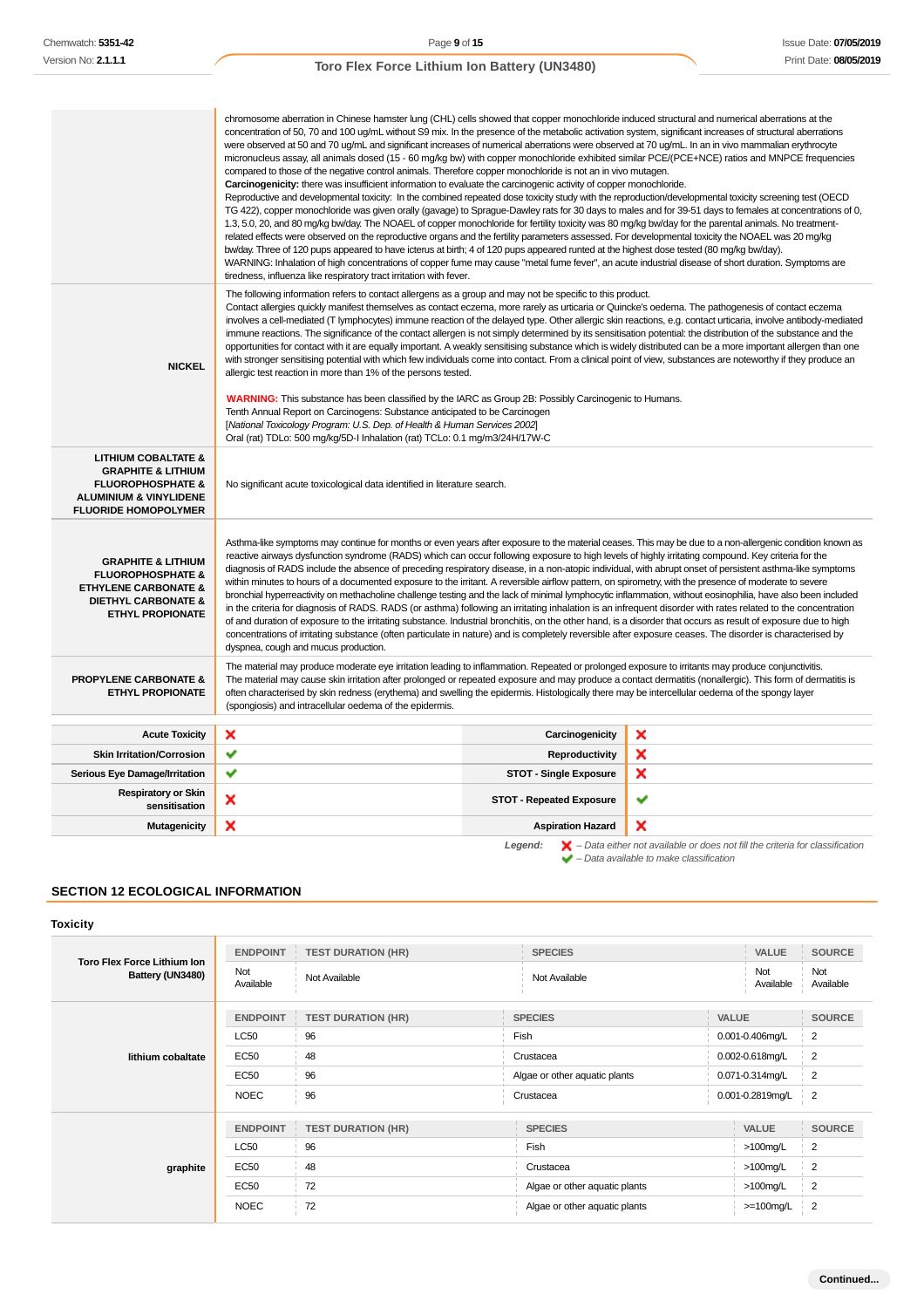| | |
|---|---|
| | chromosome aberration in Chinese hamster lung (CHL) cells showed that copper monochloride induced structural and numerical aberrations at the concentration of 50, 70 and 100 ug/mL without S9 mix. In the presence of the metabolic activation system, significant increases of structural aberrations were observed at 50 and 70 ug/mL and significant increases of numerical aberrations were observed at 70 ug/mL. In an in vivo mammalian erythrocyte micronucleus assay, all animals dosed (15 - 60 mg/kg bw) with copper monochloride exhibited similar PCE/(PCE+NCE) ratios and MNPCE frequencies compared to those of the negative control animals. Therefore copper monochloride is not an in vivo mutagen.<br>**Carcinogenicity:** there was insufficient information to evaluate the carcinogenic activity of copper monochloride.<br>Reproductive and developmental toxicity: In the combined repeated dose toxicity study with the reproduction/developmental toxicity screening test (OECD TG 422), copper monochloride was given orally (gavage) to Sprague-Dawley rats for 30 days to males and for 39-51 days to females at concentrations of 0, 1.3, 5.0, 20, and 80 mg/kg bw/day. The NOAEL of copper monochloride for fertility toxicity was 80 mg/kg bw/day for the parental animals. No treatment-related effects were observed on the reproductive organs and the fertility parameters assessed. For developmental toxicity the NOAEL was 20 mg/kg bw/day. Three of 120 pups appeared to have icterus at birth; 4 of 120 pups appeared runted at the highest dose tested (80 mg/kg bw/day).<br>WARNING: Inhalation of high concentrations of copper fume may cause "metal fume fever", an acute industrial disease of short duration. Symptoms are tiredness, influenza like respiratory tract irritation with fever. |
| **NICKEL** | The following information refers to contact allergens as a group and may not be specific to this product.<br>Contact allergies quickly manifest themselves as contact eczema, more rarely as urticaria or Quincke's oedema. The pathogenesis of contact eczema involves a cell-mediated (T lymphocytes) immune reaction of the delayed type. Other allergic skin reactions, e.g. contact urticaria, involve antibody-mediated immune reactions. The significance of the contact allergen is not simply determined by its sensitisation potential: the distribution of the substance and the opportunities for contact with it are equally important. A weakly sensitising substance which is widely distributed can be a more important allergen than one with stronger sensitising potential with which few individuals come into contact. From a clinical point of view, substances are noteworthy if they produce an allergic test reaction in more than 1% of the persons tested.<br><br>**WARNING:** This substance has been classified by the IARC as Group 2B: Possibly Carcinogenic to Humans.<br>Tenth Annual Report on Carcinogens: Substance anticipated to be Carcinogen<br>[*National Toxicology Program: U.S. Dep. of Health & Human Services 2002*]<br>Oral (rat) TDLo: 500 mg/kg/5D-I Inhalation (rat) TCLo: 0.1 mg/m3/24H/17W-C |
| **LITHIUM COBALTATE & GRAPHITE & LITHIUM FLUOROPHOSPHATE & ALUMINIUM & VINYLIDENE FLUORIDE HOMOPOLYMER** | No significant acute toxicological data identified in literature search. |
| **GRAPHITE & LITHIUM FLUOROPHOSPHATE & ETHYLENE CARBONATE & DIETHYL CARBONATE & ETHYL PROPIONATE** | Asthma-like symptoms may continue for months or even years after exposure to the material ceases. This may be due to a non-allergenic condition known as reactive airways dysfunction syndrome (RADS) which can occur following exposure to high levels of highly irritating compound. Key criteria for the diagnosis of RADS include the absence of preceding respiratory disease, in a non-atopic individual, with abrupt onset of persistent asthma-like symptoms within minutes to hours of a documented exposure to the irritant. A reversible airflow pattern, on spirometry, with the presence of moderate to severe bronchial hyperreactivity on methacholine challenge testing and the lack of minimal lymphocytic inflammation, without eosinophilia, have also been included in the criteria for diagnosis of RADS. RADS (or asthma) following an irritating inhalation is an infrequent disorder with rates related to the concentration of and duration of exposure to the irritating substance. Industrial bronchitis, on the other hand, is a disorder that occurs as a result of exposure due to high concentrations of irritating substance (often particulate in nature) and is completely reversible after exposure ceases. The disorder is characterised by dyspnea, cough and mucus production. |
| **PROPYLENE CARBONATE & ETHYL PROPIONATE** | The material may produce moderate eye irritation leading to inflammation. Repeated or prolonged exposure to irritants may produce conjunctivitis.<br>The material may cause skin irritation after prolonged or repeated exposure and may produce a contact dermatitis (nonallergic). This form of dermatitis is often characterised by skin redness (erythema) and swelling the epidermis. Histologically there may be intercellular oedema of the spongy layer (spongiosis) and intracellular oedema of the epidermis. |

| | | | |
|---|---|---|---|
| **Acute Toxicity** | ✘ | **Carcinogenicity** | ✘ |
| **Skin Irritation/Corrosion** | ✔ | **Reproductivity** | ✘ |
| **Serious Eye Damage/Irritation** | ✔ | **STOT - Single Exposure** | ✘ |
| **Respiratory or Skin sensitisation** | ✘ | **STOT - Repeated Exposure** | ✔ |
| **Mutagenicity** | ✘ | **Aspiration Hazard** | ✘ |

*Legend:* ✘ – *Data either not available or does not fill the criteria for classification*
✔ – *Data available to make classification*

## SECTION 12 ECOLOGICAL INFORMATION

### Toxicity

| | ENDPOINT | TEST DURATION (HR) | SPECIES | VALUE | SOURCE |
|---|---|---|---|---|---|
| **Toro Flex Force Lithium Ion Battery (UN3480)** | Not Available | Not Available | Not Available | Not Available | Not Available |

| | ENDPOINT | TEST DURATION (HR) | SPECIES | VALUE | SOURCE |
|---|---|---|---|---|---|
| **lithium cobaltate** | LC50 | 96 | Fish | 0.001-0.406mg/L | 2 |
| | EC50 | 48 | Crustacea | 0.002-0.618mg/L | 2 |
| | EC50 | 96 | Algae or other aquatic plants | 0.071-0.314mg/L | 2 |
| | NOEC | 96 | Crustacea | 0.001-0.2819mg/L | 2 |

| | ENDPOINT | TEST DURATION (HR) | SPECIES | VALUE | SOURCE |
|---|---|---|---|---|---|
| **graphite** | LC50 | 96 | Fish | >100mg/L | 2 |
| | EC50 | 48 | Crustacea | >100mg/L | 2 |
| | EC50 | 72 | Algae or other aquatic plants | >100mg/L | 2 |
| | NOEC | 72 | Algae or other aquatic plants | >=100mg/L | 2 |

Continued...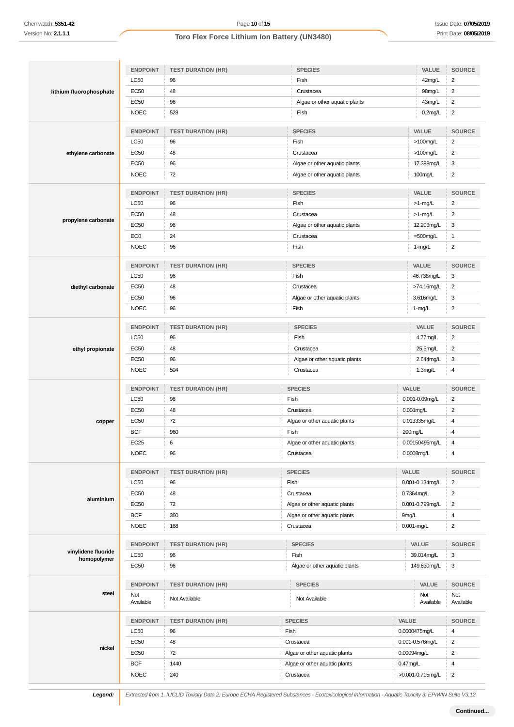| | ENDPOINT | TEST DURATION (HR) | SPECIES | VALUE | SOURCE |
|---|---|---|---|---|---|
| **lithium fluorophosphate** | LC50 | 96 | Fish | 42mg/L | 2 |
| | EC50 | 48 | Crustacea | 98mg/L | 2 |
| | EC50 | 96 | Algae or other aquatic plants | 43mg/L | 2 |
| | NOEC | 528 | Fish | 0.2mg/L | 2 |

| | ENDPOINT | TEST DURATION (HR) | SPECIES | VALUE | SOURCE |
|---|---|---|---|---|---|
| **ethylene carbonate** | LC50 | 96 | Fish | >100mg/L | 2 |
| | EC50 | 48 | Crustacea | >100mg/L | 2 |
| | EC50 | 96 | Algae or other aquatic plants | 17.388mg/L | 3 |
| | NOEC | 72 | Algae or other aquatic plants | 100mg/L | 2 |

| | ENDPOINT | TEST DURATION (HR) | SPECIES | VALUE | SOURCE |
|---|---|---|---|---|---|
| **propylene carbonate** | LC50 | 96 | Fish | >1-mg/L | 2 |
| | EC50 | 48 | Crustacea | >1-mg/L | 2 |
| | EC50 | 96 | Algae or other aquatic plants | 12.203mg/L | 3 |
| | EC0 | 24 | Crustacea | =500mg/L | 1 |
| | NOEC | 96 | Fish | 1-mg/L | 2 |

| | ENDPOINT | TEST DURATION (HR) | SPECIES | VALUE | SOURCE |
|---|---|---|---|---|---|
| **diethyl carbonate** | LC50 | 96 | Fish | 46.738mg/L | 3 |
| | EC50 | 48 | Crustacea | >74.16mg/L | 2 |
| | EC50 | 96 | Algae or other aquatic plants | 3.616mg/L | 3 |
| | NOEC | 96 | Fish | 1-mg/L | 2 |

| | ENDPOINT | TEST DURATION (HR) | SPECIES | VALUE | SOURCE |
|---|---|---|---|---|---|
| **ethyl propionate** | LC50 | 96 | Fish | 4.77mg/L | 2 |
| | EC50 | 48 | Crustacea | 25.5mg/L | 2 |
| | EC50 | 96 | Algae or other aquatic plants | 2.644mg/L | 3 |
| | NOEC | 504 | Crustacea | 1.3mg/L | 4 |

| | ENDPOINT | TEST DURATION (HR) | SPECIES | VALUE | SOURCE |
|---|---|---|---|---|---|
| **copper** | LC50 | 96 | Fish | 0.001-0.09mg/L | 2 |
| | EC50 | 48 | Crustacea | 0.001mg/L | 2 |
| | EC50 | 72 | Algae or other aquatic plants | 0.013335mg/L | 4 |
| | BCF | 960 | Fish | 200mg/L | 4 |
| | EC25 | 6 | Algae or other aquatic plants | 0.00150495mg/L | 4 |
| | NOEC | 96 | Crustacea | 0.0008mg/L | 4 |

| | ENDPOINT | TEST DURATION (HR) | SPECIES | VALUE | SOURCE |
|---|---|---|---|---|---|
| **aluminium** | LC50 | 96 | Fish | 0.001-0.134mg/L | 2 |
| | EC50 | 48 | Crustacea | 0.7364mg/L | 2 |
| | EC50 | 72 | Algae or other aquatic plants | 0.001-0.799mg/L | 2 |
| | BCF | 360 | Algae or other aquatic plants | 9mg/L | 4 |
| | NOEC | 168 | Crustacea | 0.001-mg/L | 2 |

| | ENDPOINT | TEST DURATION (HR) | SPECIES | VALUE | SOURCE |
|---|---|---|---|---|---|
| **vinylidene fluoride homopolymer** | LC50 | 96 | Fish | 39.014mg/L | 3 |
| | EC50 | 96 | Algae or other aquatic plants | 149.630mg/L | 3 |

| | ENDPOINT | TEST DURATION (HR) | SPECIES | VALUE | SOURCE |
|---|---|---|---|---|---|
| **steel** | Not Available | Not Available | Not Available | Not Available | Not Available |

| | ENDPOINT | TEST DURATION (HR) | SPECIES | VALUE | SOURCE |
|---|---|---|---|---|---|
| **nickel** | LC50 | 96 | Fish | 0.0000475mg/L | 4 |
| | EC50 | 48 | Crustacea | 0.001-0.576mg/L | 2 |
| | EC50 | 72 | Algae or other aquatic plants | 0.00094mg/L | 2 |
| | BCF | 1440 | Algae or other aquatic plants | 0.47mg/L | 4 |
| | NOEC | 240 | Crustacea | >0.001-0.715mg/L | 2 |

***Legend:*** *Extracted from 1. IUCLID Toxicity Data 2. Europe ECHA Registered Substances - Ecotoxicological Information - Aquatic Toxicity 3. EPIWIN Suite V3.12*

**Continued...**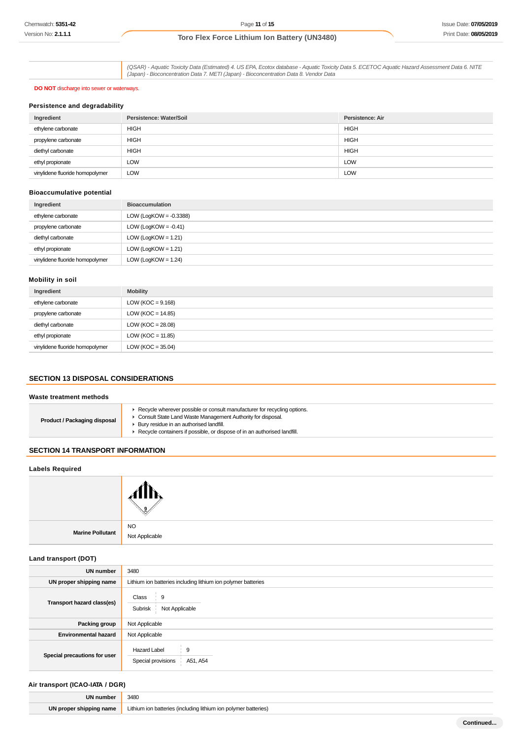| | (QSAR) - Aquatic Toxicity Data (Estimated) 4. US EPA, Ecotox database - Aquatic Toxicity Data 5. ECETOC Aquatic Hazard Assessment Data 6. NITE (Japan) - Bioconcentration Data 7. METI (Japan) - Bioconcentration Data 8. Vendor Data |
|---|---|

**DO NOT** discharge into sewer or waterways.

### Persistence and degradability

| Ingredient | Persistence: Water/Soil | Persistence: Air |
|---|---|---|
| ethylene carbonate | HIGH | HIGH |
| propylene carbonate | HIGH | HIGH |
| diethyl carbonate | HIGH | HIGH |
| ethyl propionate | LOW | LOW |
| vinylidene fluoride homopolymer | LOW | LOW |

### Bioaccumulative potential

| Ingredient | Bioaccumulation |
|---|---|
| ethylene carbonate | LOW (LogKOW = -0.3388) |
| propylene carbonate | LOW (LogKOW = -0.41) |
| diethyl carbonate | LOW (LogKOW = 1.21) |
| ethyl propionate | LOW (LogKOW = 1.21) |
| vinylidene fluoride homopolymer | LOW (LogKOW = 1.24) |

### Mobility in soil

| Ingredient | Mobility |
|---|---|
| ethylene carbonate | LOW (KOC = 9.168) |
| propylene carbonate | LOW (KOC = 14.85) |
| diethyl carbonate | LOW (KOC = 28.08) |
| ethyl propionate | LOW (KOC = 11.85) |
| vinylidene fluoride homopolymer | LOW (KOC = 35.04) |

## SECTION 13 DISPOSAL CONSIDERATIONS

### Waste treatment methods

| | |
|---|---|
| **Product / Packaging disposal** | ▸ Recycle wherever possible or consult manufacturer for recycling options.<br>▸ Consult State Land Waste Management Authority for disposal.<br>▸ Bury residue in an authorised landfill.<br>▸ Recycle containers if possible, or dispose of in an authorised landfill. |

## SECTION 14 TRANSPORT INFORMATION

### Labels Required

| | |
|---|---|
| | 9 |
| **Marine Pollutant** | NO<br>Not Applicable |

### Land transport (DOT)

| | |
|---|---|
| **UN number** | 3480 |
| **UN proper shipping name** | Lithium ion batteries including lithium ion polymer batteries |
| **Transport hazard class(es)** | Class: 9<br>Subrisk: Not Applicable |
| **Packing group** | Not Applicable |
| **Environmental hazard** | Not Applicable |
| **Special precautions for user** | Hazard Label: 9<br>Special provisions: A51, A54 |

### Air transport (ICAO-IATA / DGR)

| | |
|---|---|
| **UN number** | 3480 |
| **UN proper shipping name** | Lithium ion batteries (including lithium ion polymer batteries) |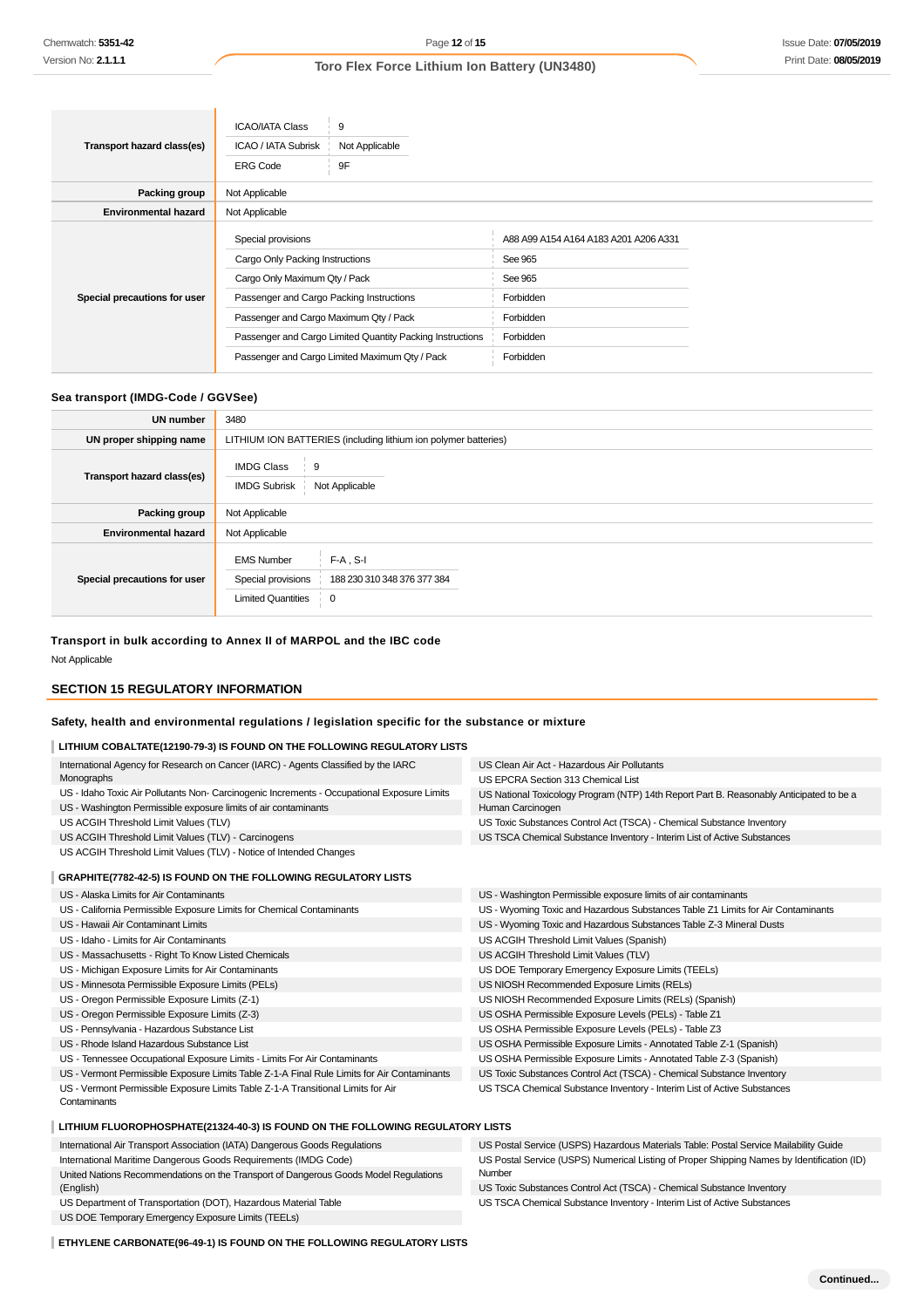| | |
|---|---|
| **Transport hazard class(es)** | ICAO/IATA Class: 9<br>ICAO / IATA Subrisk: Not Applicable<br>ERG Code: 9F |
| **Packing group** | Not Applicable |
| **Environmental hazard** | Not Applicable |
| **Special precautions for user** | Special provisions: A88 A99 A154 A164 A183 A201 A206 A331<br>Cargo Only Packing Instructions: See 965<br>Cargo Only Maximum Qty / Pack: See 965<br>Passenger and Cargo Packing Instructions: Forbidden<br>Passenger and Cargo Maximum Qty / Pack: Forbidden<br>Passenger and Cargo Limited Quantity Packing Instructions: Forbidden<br>Passenger and Cargo Limited Maximum Qty / Pack: Forbidden |

### Sea transport (IMDG-Code / GGVSee)

| | |
|---|---|
| **UN number** | 3480 |
| **UN proper shipping name** | LITHIUM ION BATTERIES (including lithium ion polymer batteries) |
| **Transport hazard class(es)** | IMDG Class: 9<br>IMDG Subrisk: Not Applicable |
| **Packing group** | Not Applicable |
| **Environmental hazard** | Not Applicable |
| **Special precautions for user** | EMS Number: F-A , S-I<br>Special provisions: 188 230 310 348 376 377 384<br>Limited Quantities: 0 |

### Transport in bulk according to Annex II of MARPOL and the IBC code

Not Applicable

## SECTION 15 REGULATORY INFORMATION

### Safety, health and environmental regulations / legislation specific for the substance or mixture

#### LITHIUM COBALTATE(12190-79-3) IS FOUND ON THE FOLLOWING REGULATORY LISTS

| | |
|---|---|
| International Agency for Research on Cancer (IARC) - Agents Classified by the IARC Monographs | US Clean Air Act - Hazardous Air Pollutants |
| US - Idaho Toxic Air Pollutants Non- Carcinogenic Increments - Occupational Exposure Limits | US EPCRA Section 313 Chemical List |
| US - Washington Permissible exposure limits of air contaminants | US National Toxicology Program (NTP) 14th Report Part B. Reasonably Anticipated to be a Human Carcinogen |
| US ACGIH Threshold Limit Values (TLV) | US Toxic Substances Control Act (TSCA) - Chemical Substance Inventory |
| US ACGIH Threshold Limit Values (TLV) - Carcinogens | US TSCA Chemical Substance Inventory - Interim List of Active Substances |
| US ACGIH Threshold Limit Values (TLV) - Notice of Intended Changes | |

#### GRAPHITE(7782-42-5) IS FOUND ON THE FOLLOWING REGULATORY LISTS

| | |
|---|---|
| US - Alaska Limits for Air Contaminants | US - Washington Permissible exposure limits of air contaminants |
| US - California Permissible Exposure Limits for Chemical Contaminants | US - Wyoming Toxic and Hazardous Substances Table Z1 Limits for Air Contaminants |
| US - Hawaii Air Contaminant Limits | US - Wyoming Toxic and Hazardous Substances Table Z-3 Mineral Dusts |
| US - Idaho - Limits for Air Contaminants | US ACGIH Threshold Limit Values (Spanish) |
| US - Massachusetts - Right To Know Listed Chemicals | US ACGIH Threshold Limit Values (TLV) |
| US - Michigan Exposure Limits for Air Contaminants | US DOE Temporary Emergency Exposure Limits (TEELs) |
| US - Minnesota Permissible Exposure Limits (PELs) | US NIOSH Recommended Exposure Limits (RELs) |
| US - Oregon Permissible Exposure Limits (Z-1) | US NIOSH Recommended Exposure Limits (RELs) (Spanish) |
| US - Oregon Permissible Exposure Limits (Z-3) | US OSHA Permissible Exposure Levels (PELs) - Table Z1 |
| US - Pennsylvania - Hazardous Substance List | US OSHA Permissible Exposure Levels (PELs) - Table Z3 |
| US - Rhode Island Hazardous Substance List | US OSHA Permissible Exposure Limits - Annotated Table Z-1 (Spanish) |
| US - Tennessee Occupational Exposure Limits - Limits For Air Contaminants | US OSHA Permissible Exposure Limits - Annotated Table Z-3 (Spanish) |
| US - Vermont Permissible Exposure Limits Table Z-1-A Final Rule Limits for Air Contaminants | US Toxic Substances Control Act (TSCA) - Chemical Substance Inventory |
| US - Vermont Permissible Exposure Limits Table Z-1-A Transitional Limits for Air Contaminants | US TSCA Chemical Substance Inventory - Interim List of Active Substances |

#### LITHIUM FLUOROPHOSPHATE(21324-40-3) IS FOUND ON THE FOLLOWING REGULATORY LISTS

| | |
|---|---|
| International Air Transport Association (IATA) Dangerous Goods Regulations | US Postal Service (USPS) Hazardous Materials Table: Postal Service Mailability Guide |
| International Maritime Dangerous Goods Requirements (IMDG Code) | US Postal Service (USPS) Numerical Listing of Proper Shipping Names by Identification (ID) Number |
| United Nations Recommendations on the Transport of Dangerous Goods Model Regulations (English) | US Toxic Substances Control Act (TSCA) - Chemical Substance Inventory |
| US Department of Transportation (DOT), Hazardous Material Table | US TSCA Chemical Substance Inventory - Interim List of Active Substances |
| US DOE Temporary Emergency Exposure Limits (TEELs) | |

#### ETHYLENE CARBONATE(96-49-1) IS FOUND ON THE FOLLOWING REGULATORY LISTS

Continued...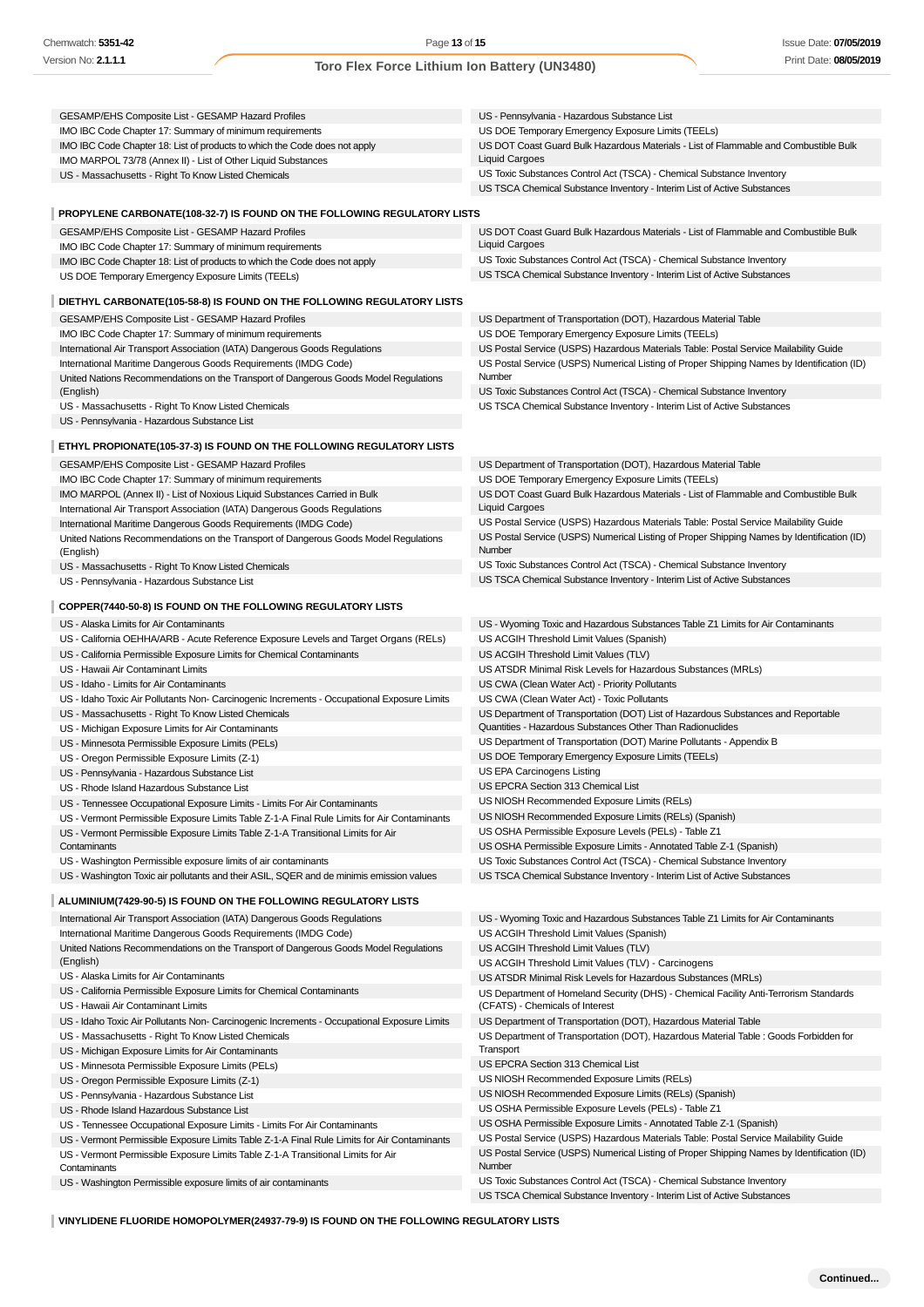GESAMP/EHS Composite List - GESAMP Hazard Profiles
IMO IBC Code Chapter 17: Summary of minimum requirements
IMO IBC Code Chapter 18: List of products to which the Code does not apply
IMO MARPOL 73/78 (Annex II) - List of Other Liquid Substances
US - Massachusetts - Right To Know Listed Chemicals
US - Pennsylvania - Hazardous Substance List
US DOE Temporary Emergency Exposure Limits (TEELs)
US DOT Coast Guard Bulk Hazardous Materials - List of Flammable and Combustible Bulk Liquid Cargoes
US Toxic Substances Control Act (TSCA) - Chemical Substance Inventory
US TSCA Chemical Substance Inventory - Interim List of Active Substances

### PROPYLENE CARBONATE(108-32-7) IS FOUND ON THE FOLLOWING REGULATORY LISTS

GESAMP/EHS Composite List - GESAMP Hazard Profiles
IMO IBC Code Chapter 17: Summary of minimum requirements
IMO IBC Code Chapter 18: List of products to which the Code does not apply
US DOE Temporary Emergency Exposure Limits (TEELs)
US DOT Coast Guard Bulk Hazardous Materials - List of Flammable and Combustible Bulk Liquid Cargoes
US Toxic Substances Control Act (TSCA) - Chemical Substance Inventory
US TSCA Chemical Substance Inventory - Interim List of Active Substances

### DIETHYL CARBONATE(105-58-8) IS FOUND ON THE FOLLOWING REGULATORY LISTS

GESAMP/EHS Composite List - GESAMP Hazard Profiles
IMO IBC Code Chapter 17: Summary of minimum requirements
International Air Transport Association (IATA) Dangerous Goods Regulations
International Maritime Dangerous Goods Requirements (IMDG Code)
United Nations Recommendations on the Transport of Dangerous Goods Model Regulations (English)
US - Massachusetts - Right To Know Listed Chemicals
US - Pennsylvania - Hazardous Substance List
US Department of Transportation (DOT), Hazardous Material Table
US DOE Temporary Emergency Exposure Limits (TEELs)
US Postal Service (USPS) Hazardous Materials Table: Postal Service Mailability Guide
US Postal Service (USPS) Numerical Listing of Proper Shipping Names by Identification (ID) Number
US Toxic Substances Control Act (TSCA) - Chemical Substance Inventory
US TSCA Chemical Substance Inventory - Interim List of Active Substances

### ETHYL PROPIONATE(105-37-3) IS FOUND ON THE FOLLOWING REGULATORY LISTS

GESAMP/EHS Composite List - GESAMP Hazard Profiles
IMO IBC Code Chapter 17: Summary of minimum requirements
IMO MARPOL (Annex II) - List of Noxious Liquid Substances Carried in Bulk
International Air Transport Association (IATA) Dangerous Goods Regulations
International Maritime Dangerous Goods Requirements (IMDG Code)
United Nations Recommendations on the Transport of Dangerous Goods Model Regulations (English)
US - Massachusetts - Right To Know Listed Chemicals
US - Pennsylvania - Hazardous Substance List
US Department of Transportation (DOT), Hazardous Material Table
US DOE Temporary Emergency Exposure Limits (TEELs)
US DOT Coast Guard Bulk Hazardous Materials - List of Flammable and Combustible Bulk Liquid Cargoes
US Postal Service (USPS) Hazardous Materials Table: Postal Service Mailability Guide
US Postal Service (USPS) Numerical Listing of Proper Shipping Names by Identification (ID) Number
US Toxic Substances Control Act (TSCA) - Chemical Substance Inventory
US TSCA Chemical Substance Inventory - Interim List of Active Substances

### COPPER(7440-50-8) IS FOUND ON THE FOLLOWING REGULATORY LISTS

US - Alaska Limits for Air Contaminants
US - California OEHHA/ARB - Acute Reference Exposure Levels and Target Organs (RELs)
US - California Permissible Exposure Limits for Chemical Contaminants
US - Hawaii Air Contaminant Limits
US - Idaho - Limits for Air Contaminants
US - Idaho Toxic Air Pollutants Non- Carcinogenic Increments - Occupational Exposure Limits
US - Massachusetts - Right To Know Listed Chemicals
US - Michigan Exposure Limits for Air Contaminants
US - Minnesota Permissible Exposure Limits (PELs)
US - Oregon Permissible Exposure Limits (Z-1)
US - Pennsylvania - Hazardous Substance List
US - Rhode Island Hazardous Substance List
US - Tennessee Occupational Exposure Limits - Limits For Air Contaminants
US - Vermont Permissible Exposure Limits Table Z-1-A Final Rule Limits for Air Contaminants
US - Vermont Permissible Exposure Limits Table Z-1-A Transitional Limits for Air Contaminants
US - Washington Permissible exposure limits of air contaminants
US - Washington Toxic air pollutants and their ASIL, SQER and de minimis emission values
US - Wyoming Toxic and Hazardous Substances Table Z1 Limits for Air Contaminants
US ACGIH Threshold Limit Values (Spanish)
US ACGIH Threshold Limit Values (TLV)
US ATSDR Minimal Risk Levels for Hazardous Substances (MRLs)
US CWA (Clean Water Act) - Priority Pollutants
US CWA (Clean Water Act) - Toxic Pollutants
US Department of Transportation (DOT) List of Hazardous Substances and Reportable Quantities - Hazardous Substances Other Than Radionuclides
US Department of Transportation (DOT) Marine Pollutants - Appendix B
US DOE Temporary Emergency Exposure Limits (TEELs)
US EPA Carcinogens Listing
US EPCRA Section 313 Chemical List
US NIOSH Recommended Exposure Limits (RELs)
US NIOSH Recommended Exposure Limits (RELs) (Spanish)
US OSHA Permissible Exposure Levels (PELs) - Table Z1
US OSHA Permissible Exposure Limits - Annotated Table Z-1 (Spanish)
US Toxic Substances Control Act (TSCA) - Chemical Substance Inventory
US TSCA Chemical Substance Inventory - Interim List of Active Substances

### ALUMINIUM(7429-90-5) IS FOUND ON THE FOLLOWING REGULATORY LISTS

International Air Transport Association (IATA) Dangerous Goods Regulations
International Maritime Dangerous Goods Requirements (IMDG Code)
United Nations Recommendations on the Transport of Dangerous Goods Model Regulations (English)
US - Alaska Limits for Air Contaminants
US - California Permissible Exposure Limits for Chemical Contaminants
US - Hawaii Air Contaminant Limits
US - Idaho Toxic Air Pollutants Non- Carcinogenic Increments - Occupational Exposure Limits
US - Massachusetts - Right To Know Listed Chemicals
US - Michigan Exposure Limits for Air Contaminants
US - Minnesota Permissible Exposure Limits (PELs)
US - Oregon Permissible Exposure Limits (Z-1)
US - Pennsylvania - Hazardous Substance List
US - Rhode Island Hazardous Substance List
US - Tennessee Occupational Exposure Limits - Limits For Air Contaminants
US - Vermont Permissible Exposure Limits Table Z-1-A Final Rule Limits for Air Contaminants
US - Vermont Permissible Exposure Limits Table Z-1-A Transitional Limits for Air Contaminants
US - Washington Permissible exposure limits of air contaminants
US - Wyoming Toxic and Hazardous Substances Table Z1 Limits for Air Contaminants
US ACGIH Threshold Limit Values (Spanish)
US ACGIH Threshold Limit Values (TLV)
US ACGIH Threshold Limit Values (TLV) - Carcinogens
US ATSDR Minimal Risk Levels for Hazardous Substances (MRLs)
US Department of Homeland Security (DHS) - Chemical Facility Anti-Terrorism Standards (CFATS) - Chemicals of Interest
US Department of Transportation (DOT), Hazardous Material Table
US Department of Transportation (DOT), Hazardous Material Table : Goods Forbidden for Transport
US EPCRA Section 313 Chemical List
US NIOSH Recommended Exposure Limits (RELs)
US NIOSH Recommended Exposure Limits (RELs) (Spanish)
US OSHA Permissible Exposure Levels (PELs) - Table Z1
US OSHA Permissible Exposure Limits - Annotated Table Z-1 (Spanish)
US Postal Service (USPS) Hazardous Materials Table: Postal Service Mailability Guide
US Postal Service (USPS) Numerical Listing of Proper Shipping Names by Identification (ID) Number
US Toxic Substances Control Act (TSCA) - Chemical Substance Inventory
US TSCA Chemical Substance Inventory - Interim List of Active Substances

### VINYLIDENE FLUORIDE HOMOPOLYMER(24937-79-9) IS FOUND ON THE FOLLOWING REGULATORY LISTS

Continued...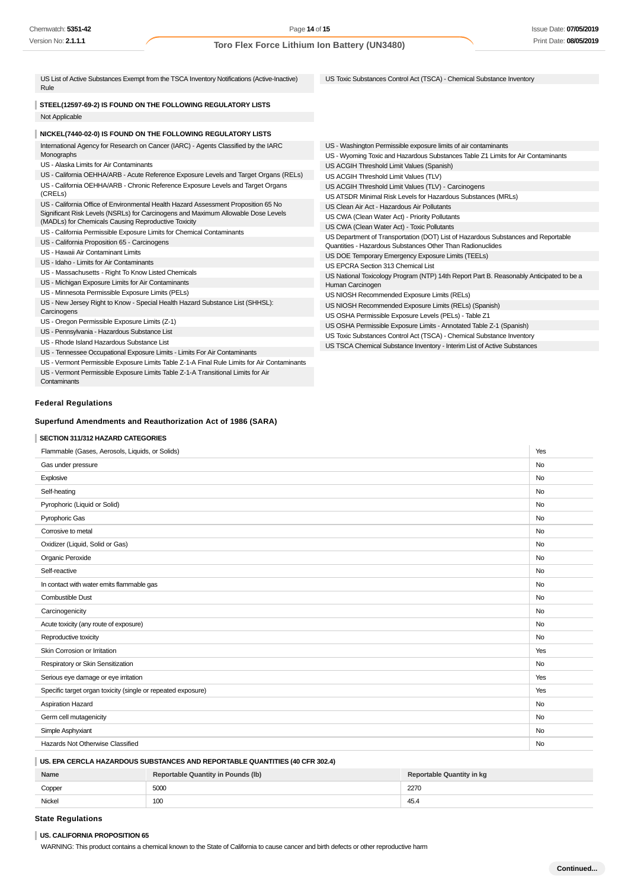US List of Active Substances Exempt from the TSCA Inventory Notifications (Active-Inactive) Rule

US Toxic Substances Control Act (TSCA) - Chemical Substance Inventory

**STEEL(12597-69-2) IS FOUND ON THE FOLLOWING REGULATORY LISTS**

Not Applicable

**NICKEL(7440-02-0) IS FOUND ON THE FOLLOWING REGULATORY LISTS**

International Agency for Research on Cancer (IARC) - Agents Classified by the IARC Monographs
US - Alaska Limits for Air Contaminants
US - California OEHHA/ARB - Acute Reference Exposure Levels and Target Organs (RELs)
US - California OEHHA/ARB - Chronic Reference Exposure Levels and Target Organs (CRELs)
US - California Office of Environmental Health Hazard Assessment Proposition 65 No Significant Risk Levels (NSRLs) for Carcinogens and Maximum Allowable Dose Levels (MADLs) for Chemicals Causing Reproductive Toxicity
US - California Permissible Exposure Limits for Chemical Contaminants
US - California Proposition 65 - Carcinogens
US - Hawaii Air Contaminant Limits
US - Idaho - Limits for Air Contaminants
US - Massachusetts - Right To Know Listed Chemicals
US - Michigan Exposure Limits for Air Contaminants
US - Minnesota Permissible Exposure Limits (PELs)
US - New Jersey Right to Know - Special Health Hazard Substance List (SHHSL): Carcinogens
US - Oregon Permissible Exposure Limits (Z-1)
US - Pennsylvania - Hazardous Substance List
US - Rhode Island Hazardous Substance List
US - Tennessee Occupational Exposure Limits - Limits For Air Contaminants
US - Vermont Permissible Exposure Limits Table Z-1-A Final Rule Limits for Air Contaminants
US - Vermont Permissible Exposure Limits Table Z-1-A Transitional Limits for Air Contaminants
US - Washington Permissible exposure limits of air contaminants
US - Wyoming Toxic and Hazardous Substances Table Z1 Limits for Air Contaminants
US ACGIH Threshold Limit Values (Spanish)
US ACGIH Threshold Limit Values (TLV)
US ACGIH Threshold Limit Values (TLV) - Carcinogens
US ATSDR Minimal Risk Levels for Hazardous Substances (MRLs)
US Clean Air Act - Hazardous Air Pollutants
US CWA (Clean Water Act) - Priority Pollutants
US CWA (Clean Water Act) - Toxic Pollutants
US Department of Transportation (DOT) List of Hazardous Substances and Reportable Quantities - Hazardous Substances Other Than Radionuclides
US DOE Temporary Emergency Exposure Limits (TEELs)
US EPCRA Section 313 Chemical List
US National Toxicology Program (NTP) 14th Report Part B. Reasonably Anticipated to be a Human Carcinogen
US NIOSH Recommended Exposure Limits (RELs)
US NIOSH Recommended Exposure Limits (RELs) (Spanish)
US OSHA Permissible Exposure Levels (PELs) - Table Z1
US OSHA Permissible Exposure Limits - Annotated Table Z-1 (Spanish)
US Toxic Substances Control Act (TSCA) - Chemical Substance Inventory
US TSCA Chemical Substance Inventory - Interim List of Active Substances

### Federal Regulations

#### Superfund Amendments and Reauthorization Act of 1986 (SARA)

**SECTION 311/312 HAZARD CATEGORIES**

| | |
|---|---|
| Flammable (Gases, Aerosols, Liquids, or Solids) | Yes |
| Gas under pressure | No |
| Explosive | No |
| Self-heating | No |
| Pyrophoric (Liquid or Solid) | No |
| Pyrophoric Gas | No |
| Corrosive to metal | No |
| Oxidizer (Liquid, Solid or Gas) | No |
| Organic Peroxide | No |
| Self-reactive | No |
| In contact with water emits flammable gas | No |
| Combustible Dust | No |
| Carcinogenicity | No |
| Acute toxicity (any route of exposure) | No |
| Reproductive toxicity | No |
| Skin Corrosion or Irritation | Yes |
| Respiratory or Skin Sensitization | No |
| Serious eye damage or eye irritation | Yes |
| Specific target organ toxicity (single or repeated exposure) | Yes |
| Aspiration Hazard | No |
| Germ cell mutagenicity | No |
| Simple Asphyxiant | No |
| Hazards Not Otherwise Classified | No |

**US. EPA CERCLA HAZARDOUS SUBSTANCES AND REPORTABLE QUANTITIES (40 CFR 302.4)**

| Name | Reportable Quantity in Pounds (lb) | Reportable Quantity in kg |
|---|---|---|
| Copper | 5000 | 2270 |
| Nickel | 100 | 45.4 |

### State Regulations

**US. CALIFORNIA PROPOSITION 65**

WARNING: This product contains a chemical known to the State of California to cause cancer and birth defects or other reproductive harm

**Continued...**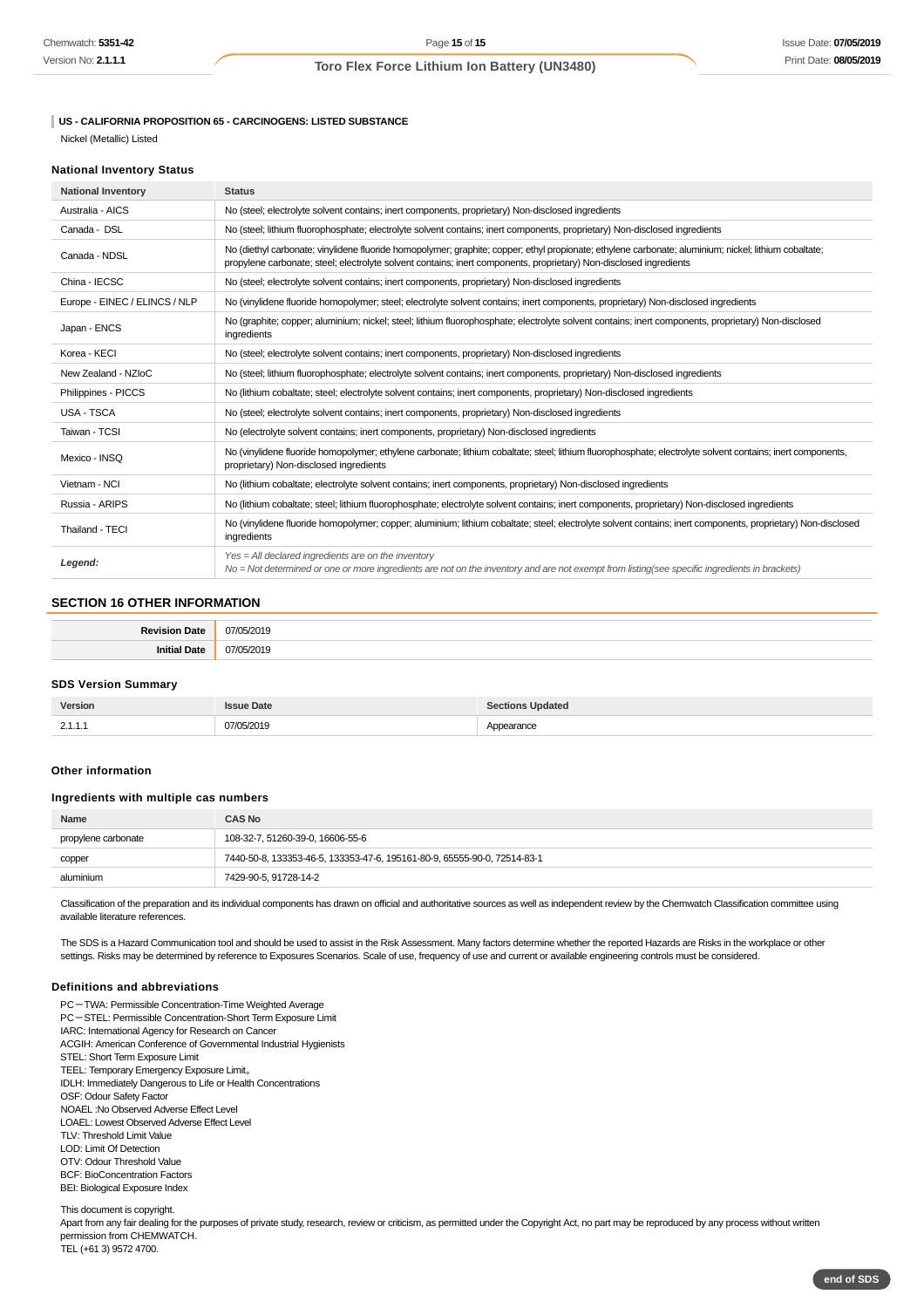**US - CALIFORNIA PROPOSITION 65 - CARCINOGENS: LISTED SUBSTANCE**

Nickel (Metallic) Listed

### National Inventory Status

| National Inventory | Status |
|---|---|
| Australia - AICS | No (steel; electrolyte solvent contains; inert components, proprietary) Non-disclosed ingredients |
| Canada - DSL | No (steel; lithium fluorophosphate; electrolyte solvent contains; inert components, proprietary) Non-disclosed ingredients |
| Canada - NDSL | No (diethyl carbonate; vinylidene fluoride homopolymer; graphite; copper; ethyl propionate; ethylene carbonate; aluminium; nickel; lithium cobaltate; propylene carbonate; steel; electrolyte solvent contains; inert components, proprietary) Non-disclosed ingredients |
| China - IECSC | No (steel; electrolyte solvent contains; inert components, proprietary) Non-disclosed ingredients |
| Europe - EINEC / ELINCS / NLP | No (vinylidene fluoride homopolymer; steel; electrolyte solvent contains; inert components, proprietary) Non-disclosed ingredients |
| Japan - ENCS | No (graphite; copper; aluminium; nickel; steel; lithium fluorophosphate; electrolyte solvent contains; inert components, proprietary) Non-disclosed ingredients |
| Korea - KECI | No (steel; electrolyte solvent contains; inert components, proprietary) Non-disclosed ingredients |
| New Zealand - NZIoC | No (steel; lithium fluorophosphate; electrolyte solvent contains; inert components, proprietary) Non-disclosed ingredients |
| Philippines - PICCS | No (lithium cobaltate; steel; electrolyte solvent contains; inert components, proprietary) Non-disclosed ingredients |
| USA - TSCA | No (steel; electrolyte solvent contains; inert components, proprietary) Non-disclosed ingredients |
| Taiwan - TCSI | No (electrolyte solvent contains; inert components, proprietary) Non-disclosed ingredients |
| Mexico - INSQ | No (vinylidene fluoride homopolymer; ethylene carbonate; lithium cobaltate; steel; lithium fluorophosphate; electrolyte solvent contains; inert components, proprietary) Non-disclosed ingredients |
| Vietnam - NCI | No (lithium cobaltate; electrolyte solvent contains; inert components, proprietary) Non-disclosed ingredients |
| Russia - ARIPS | No (lithium cobaltate; steel; lithium fluorophosphate; electrolyte solvent contains; inert components, proprietary) Non-disclosed ingredients |
| Thailand - TECI | No (vinylidene fluoride homopolymer; copper; aluminium; lithium cobaltate; steel; electrolyte solvent contains; inert components, proprietary) Non-disclosed ingredients |
| ***Legend:*** | *Yes = All declared ingredients are on the inventory*<br>*No = Not determined or one or more ingredients are not on the inventory and are not exempt from listing(see specific ingredients in brackets)* |

## SECTION 16 OTHER INFORMATION

| | |
|---|---|
| **Revision Date** | 07/05/2019 |
| **Initial Date** | 07/05/2019 |

### SDS Version Summary

| Version | Issue Date | Sections Updated |
|---|---|---|
| 2.1.1.1 | 07/05/2019 | Appearance |

### Other information

### Ingredients with multiple cas numbers

| Name | CAS No |
|---|---|
| propylene carbonate | 108-32-7, 51260-39-0, 16606-55-6 |
| copper | 7440-50-8, 133353-46-5, 133353-47-6, 195161-80-9, 65555-90-0, 72514-83-1 |
| aluminium | 7429-90-5, 91728-14-2 |

Classification of the preparation and its individual components has drawn on official and authoritative sources as well as independent review by the Chemwatch Classification committee using available literature references.

The SDS is a Hazard Communication tool and should be used to assist in the Risk Assessment. Many factors determine whether the reported Hazards are Risks in the workplace or other settings. Risks may be determined by reference to Exposures Scenarios. Scale of use, frequency of use and current or available engineering controls must be considered.

### Definitions and abbreviations

PC－TWA: Permissible Concentration-Time Weighted Average
PC－STEL: Permissible Concentration-Short Term Exposure Limit
IARC: International Agency for Research on Cancer
ACGIH: American Conference of Governmental Industrial Hygienists
STEL: Short Term Exposure Limit
TEEL: Temporary Emergency Exposure Limit。
IDLH: Immediately Dangerous to Life or Health Concentrations
OSF: Odour Safety Factor
NOAEL :No Observed Adverse Effect Level
LOAEL: Lowest Observed Adverse Effect Level
TLV: Threshold Limit Value
LOD: Limit Of Detection
OTV: Odour Threshold Value
BCF: BioConcentration Factors
BEI: Biological Exposure Index

This document is copyright.
Apart from any fair dealing for the purposes of private study, research, review or criticism, as permitted under the Copyright Act, no part may be reproduced by any process without written permission from CHEMWATCH.
TEL (+61 3) 9572 4700.

end of SDS